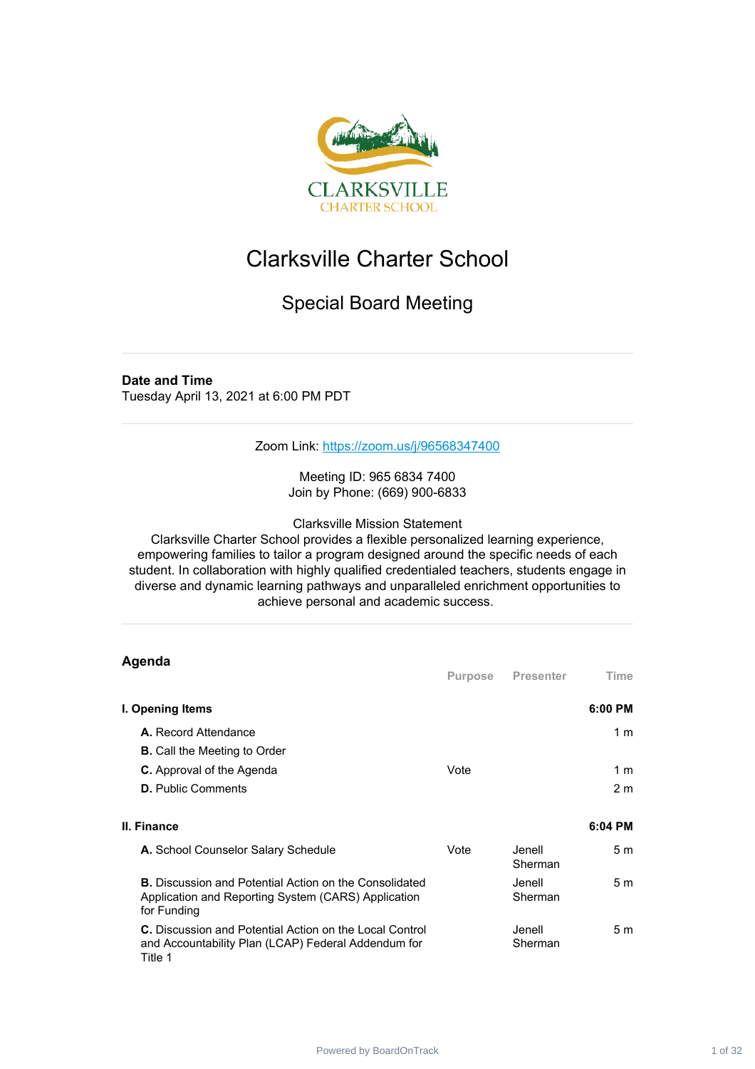# Clarksville Charter School

## Special Board Meeting

**Date and Time**
Tuesday April 13, 2021 at 6:00 PM PDT

Zoom Link: https://zoom.us/j/96568347400

Meeting ID: 965 6834 7400
Join by Phone: (669) 900-6833

Clarksville Mission Statement
Clarksville Charter School provides a flexible personalized learning experience, empowering families to tailor a program designed around the specific needs of each student. In collaboration with highly qualified credentialed teachers, students engage in diverse and dynamic learning pathways and unparalleled enrichment opportunities to achieve personal and academic success.

## Agenda

| | Purpose | Presenter | Time |
|---|---|---|---|
| **I. Opening Items** | | | **6:00 PM** |
| **A.** Record Attendance | | | 1 m |
| **B.** Call the Meeting to Order | | | |
| **C.** Approval of the Agenda | Vote | | 1 m |
| **D.** Public Comments | | | 2 m |
| **II. Finance** | | | **6:04 PM** |
| **A.** School Counselor Salary Schedule | Vote | Jenell Sherman | 5 m |
| **B.** Discussion and Potential Action on the Consolidated Application and Reporting System (CARS) Application for Funding | | Jenell Sherman | 5 m |
| **C.** Discussion and Potential Action on the Local Control and Accountability Plan (LCAP) Federal Addendum for Title 1 | | Jenell Sherman | 5 m |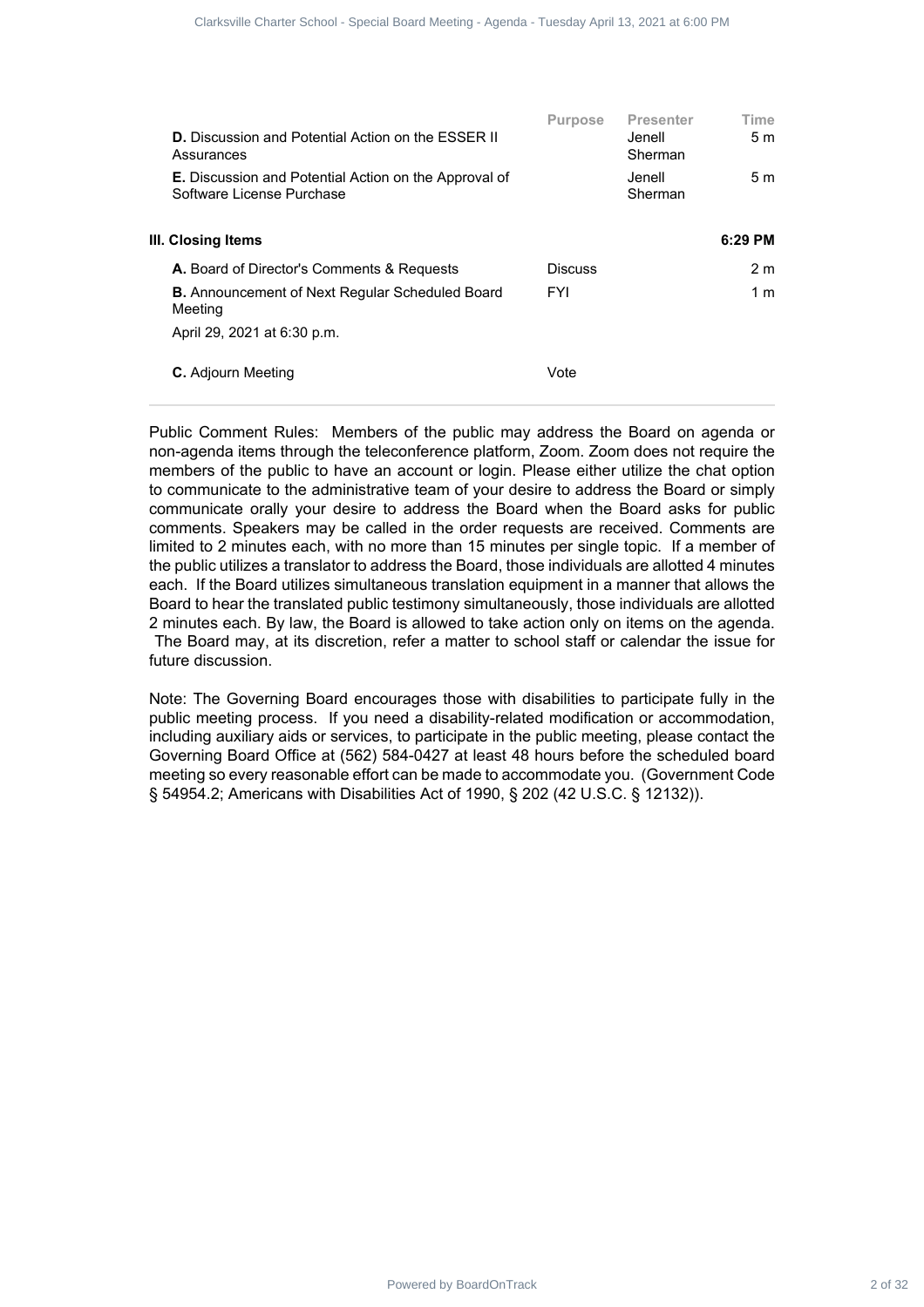| | Purpose | Presenter | Time |
|---|---|---|---|
| **D.** Discussion and Potential Action on the ESSER II Assurances | | Jenell Sherman | 5 m |
| **E.** Discussion and Potential Action on the Approval of Software License Purchase | | Jenell Sherman | 5 m |
| **III. Closing Items** | | | **6:29 PM** |
| **A.** Board of Director's Comments & Requests | Discuss | | 2 m |
| **B.** Announcement of Next Regular Scheduled Board Meeting<br>April 29, 2021 at 6:30 p.m. | FYI | | 1 m |
| **C.** Adjourn Meeting | Vote | | |

Public Comment Rules: Members of the public may address the Board on agenda or non-agenda items through the teleconference platform, Zoom. Zoom does not require the members of the public to have an account or login. Please either utilize the chat option to communicate to the administrative team of your desire to address the Board or simply communicate orally your desire to address the Board when the Board asks for public comments. Speakers may be called in the order requests are received. Comments are limited to 2 minutes each, with no more than 15 minutes per single topic. If a member of the public utilizes a translator to address the Board, those individuals are allotted 4 minutes each. If the Board utilizes simultaneous translation equipment in a manner that allows the Board to hear the translated public testimony simultaneously, those individuals are allotted 2 minutes each. By law, the Board is allowed to take action only on items on the agenda. The Board may, at its discretion, refer a matter to school staff or calendar the issue for future discussion.

Note: The Governing Board encourages those with disabilities to participate fully in the public meeting process. If you need a disability-related modification or accommodation, including auxiliary aids or services, to participate in the public meeting, please contact the Governing Board Office at (562) 584-0427 at least 48 hours before the scheduled board meeting so every reasonable effort can be made to accommodate you. (Government Code § 54954.2; Americans with Disabilities Act of 1990, § 202 (42 U.S.C. § 12132)).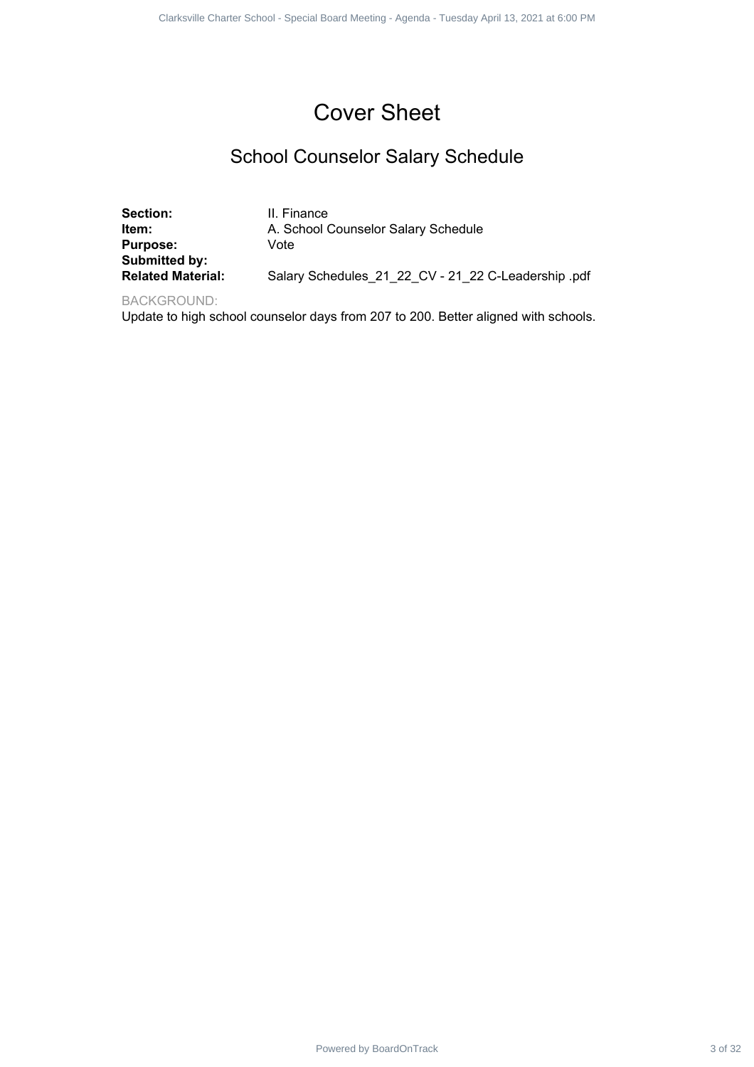# Cover Sheet

## School Counselor Salary Schedule

**Section:** II. Finance
**Item:** A. School Counselor Salary Schedule
**Purpose:** Vote
**Submitted by:**
**Related Material:** Salary Schedules_21_22_CV - 21_22 C-Leadership .pdf

BACKGROUND:

Update to high school counselor days from 207 to 200. Better aligned with schools.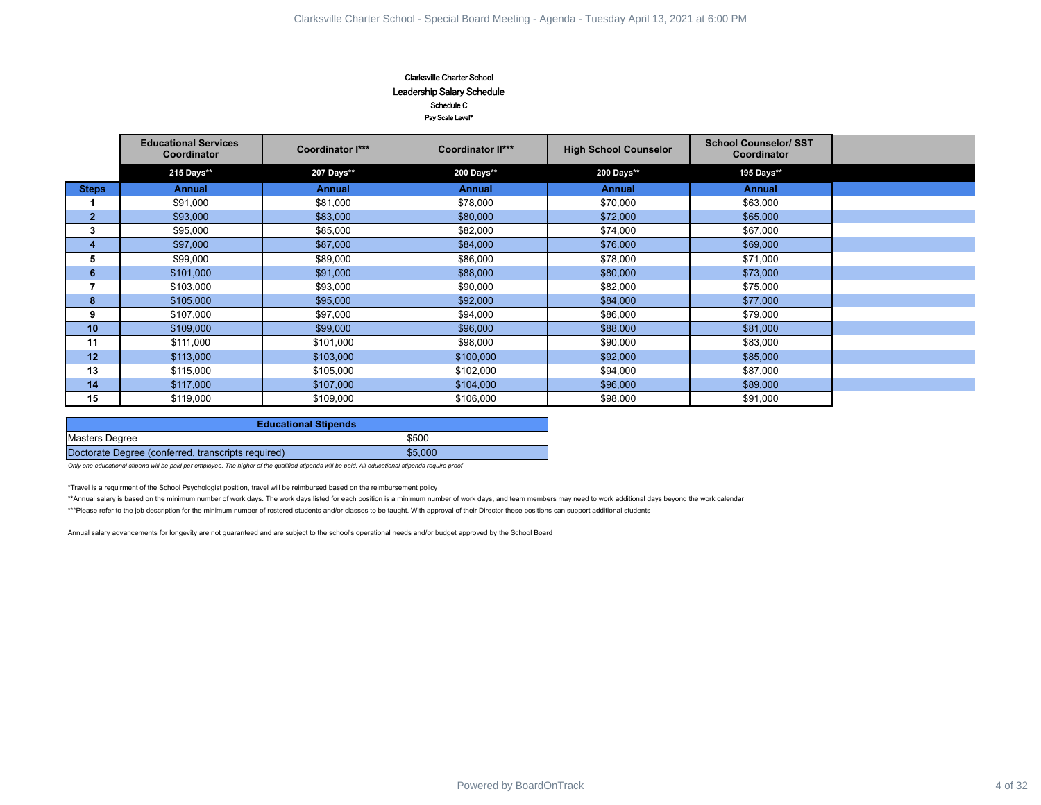Clarksville Charter School

Leadership Salary Schedule

Schedule C

Pay Scale Level*

| | Educational Services Coordinator | Coordinator I*** | Coordinator II*** | High School Counselor | School Counselor/ SST Coordinator |
|---|---|---|---|---|---|
| | 215 Days** | 207 Days** | 200 Days** | 200 Days** | 195 Days** |
| **Steps** | **Annual** | **Annual** | **Annual** | **Annual** | **Annual** |
| 1 | $91,000 | $81,000 | $78,000 | $70,000 | $63,000 |
| 2 | $93,000 | $83,000 | $80,000 | $72,000 | $65,000 |
| 3 | $95,000 | $85,000 | $82,000 | $74,000 | $67,000 |
| 4 | $97,000 | $87,000 | $84,000 | $76,000 | $69,000 |
| 5 | $99,000 | $89,000 | $86,000 | $78,000 | $71,000 |
| 6 | $101,000 | $91,000 | $88,000 | $80,000 | $73,000 |
| 7 | $103,000 | $93,000 | $90,000 | $82,000 | $75,000 |
| 8 | $105,000 | $95,000 | $92,000 | $84,000 | $77,000 |
| 9 | $107,000 | $97,000 | $94,000 | $86,000 | $79,000 |
| 10 | $109,000 | $99,000 | $96,000 | $88,000 | $81,000 |
| 11 | $111,000 | $101,000 | $98,000 | $90,000 | $83,000 |
| 12 | $113,000 | $103,000 | $100,000 | $92,000 | $85,000 |
| 13 | $115,000 | $105,000 | $102,000 | $94,000 | $87,000 |
| 14 | $117,000 | $107,000 | $104,000 | $96,000 | $89,000 |
| 15 | $119,000 | $109,000 | $106,000 | $98,000 | $91,000 |

| Educational Stipends | |
|---|---|
| Masters Degree | $500 |
| Doctorate Degree (conferred, transcripts required) | $5,000 |

*Only one educational stipend will be paid per employee. The higher of the qualified stipends will be paid. All educational stipends require proof*

*Travel is a requirment of the School Psychologist position, travel will be reimbursed based on the reimbursement policy

**Annual salary is based on the minimum number of work days. The work days listed for each position is a minimum number of work days, and team members may need to work additional days beyond the work calendar

***Please refer to the job description for the minimum number of rostered students and/or classes to be taught. With approval of their Director these positions can support additional students

Annual salary advancements for longevity are not guaranteed and are subject to the school's operational needs and/or budget approved by the School Board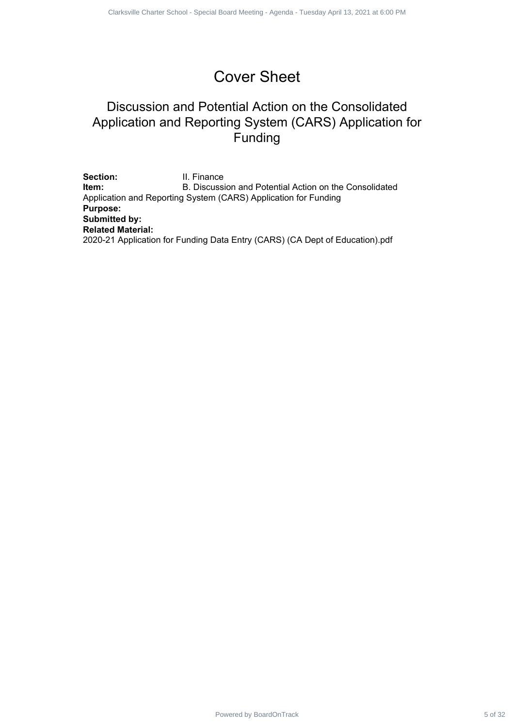# Cover Sheet

## Discussion and Potential Action on the Consolidated Application and Reporting System (CARS) Application for Funding

**Section:** II. Finance
**Item:** B. Discussion and Potential Action on the Consolidated Application and Reporting System (CARS) Application for Funding
**Purpose:**
**Submitted by:**
**Related Material:**
2020-21 Application for Funding Data Entry (CARS) (CA Dept of Education).pdf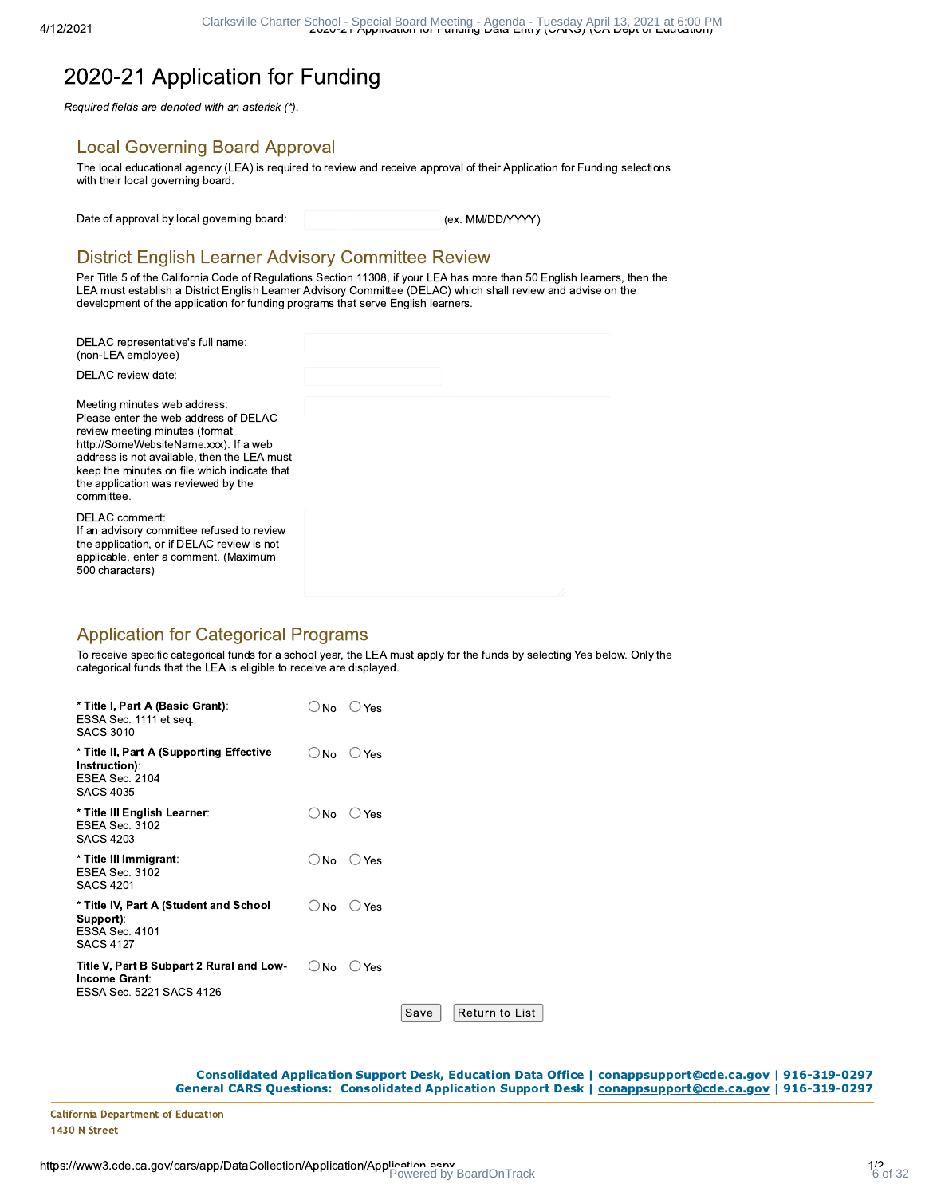# 2020-21 Application for Funding

*Required fields are denoted with an asterisk (*).*

## Local Governing Board Approval

The local educational agency (LEA) is required to review and receive approval of their Application for Funding selections with their local governing board.

Date of approval by local governing board: (ex. MM/DD/YYYY)

## District English Learner Advisory Committee Review

Per Title 5 of the California Code of Regulations Section 11308, if your LEA has more than 50 English learners, then the LEA must establish a District English Learner Advisory Committee (DELAC) which shall review and advise on the development of the application for funding programs that serve English learners.

DELAC representative's full name:
(non-LEA employee)

DELAC review date:

Meeting minutes web address:
Please enter the web address of DELAC review meeting minutes (format http://SomeWebsiteName.xxx). If a web address is not available, then the LEA must keep the minutes on file which indicate that the application was reviewed by the committee.

DELAC comment:
If an advisory committee refused to review the application, or if DELAC review is not applicable, enter a comment. (Maximum 500 characters)

## Application for Categorical Programs

To receive specific categorical funds for a school year, the LEA must apply for the funds by selecting Yes below. Only the categorical funds that the LEA is eligible to receive are displayed.

| Program | Selection |
| --- | --- |
| * **Title I, Part A (Basic Grant)**: ESSA Sec. 1111 et seq. SACS 3010 | ◯ No ◯ Yes |
| * **Title II, Part A (Supporting Effective Instruction)**: ESEA Sec. 2104 SACS 4035 | ◯ No ◯ Yes |
| * **Title III English Learner**: ESEA Sec. 3102 SACS 4203 | ◯ No ◯ Yes |
| * **Title III Immigrant**: ESEA Sec. 3102 SACS 4201 | ◯ No ◯ Yes |
| * **Title IV, Part A (Student and School Support)**: ESSA Sec. 4101 SACS 4127 | ◯ No ◯ Yes |
| **Title V, Part B Subpart 2 Rural and Low-Income Grant**: ESSA Sec. 5221 SACS 4126 | ◯ No ◯ Yes |

Save | Return to List

**Consolidated Application Support Desk, Education Data Office | conappsupport@cde.ca.gov | 916-319-0297**
**General CARS Questions: Consolidated Application Support Desk | conappsupport@cde.ca.gov | 916-319-0297**

California Department of Education
1430 N Street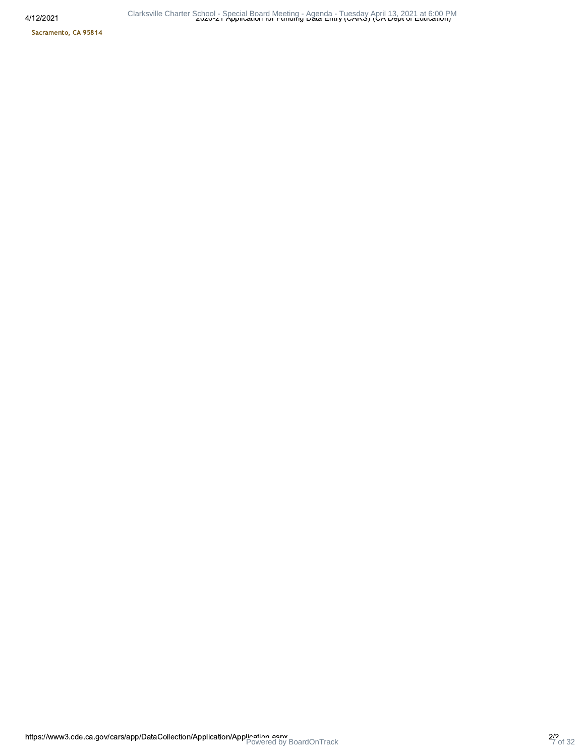Sacramento, CA 95814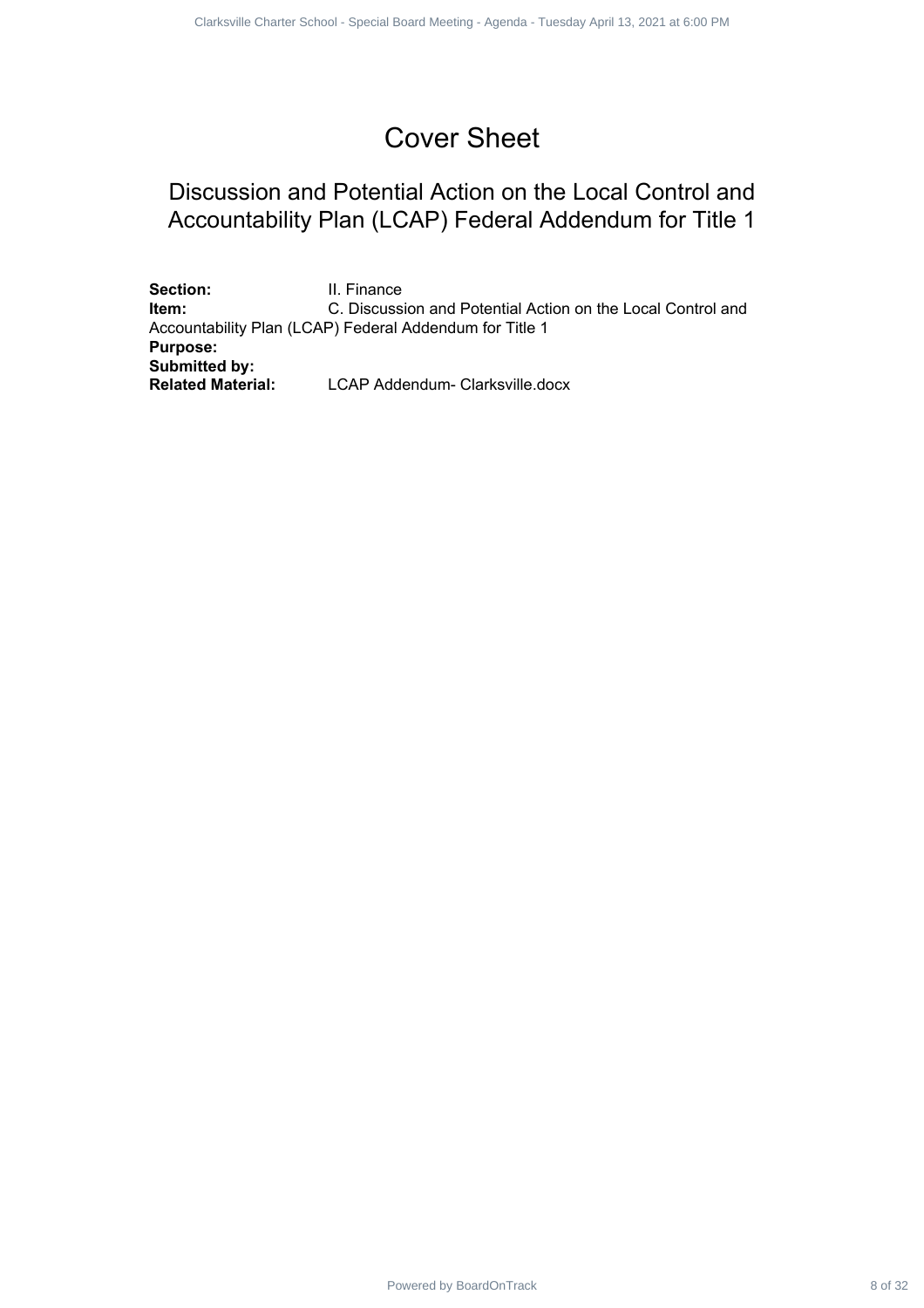# Cover Sheet

## Discussion and Potential Action on the Local Control and Accountability Plan (LCAP) Federal Addendum for Title 1

**Section:** II. Finance
**Item:** C. Discussion and Potential Action on the Local Control and Accountability Plan (LCAP) Federal Addendum for Title 1
**Purpose:**
**Submitted by:**
**Related Material:** LCAP Addendum- Clarksville.docx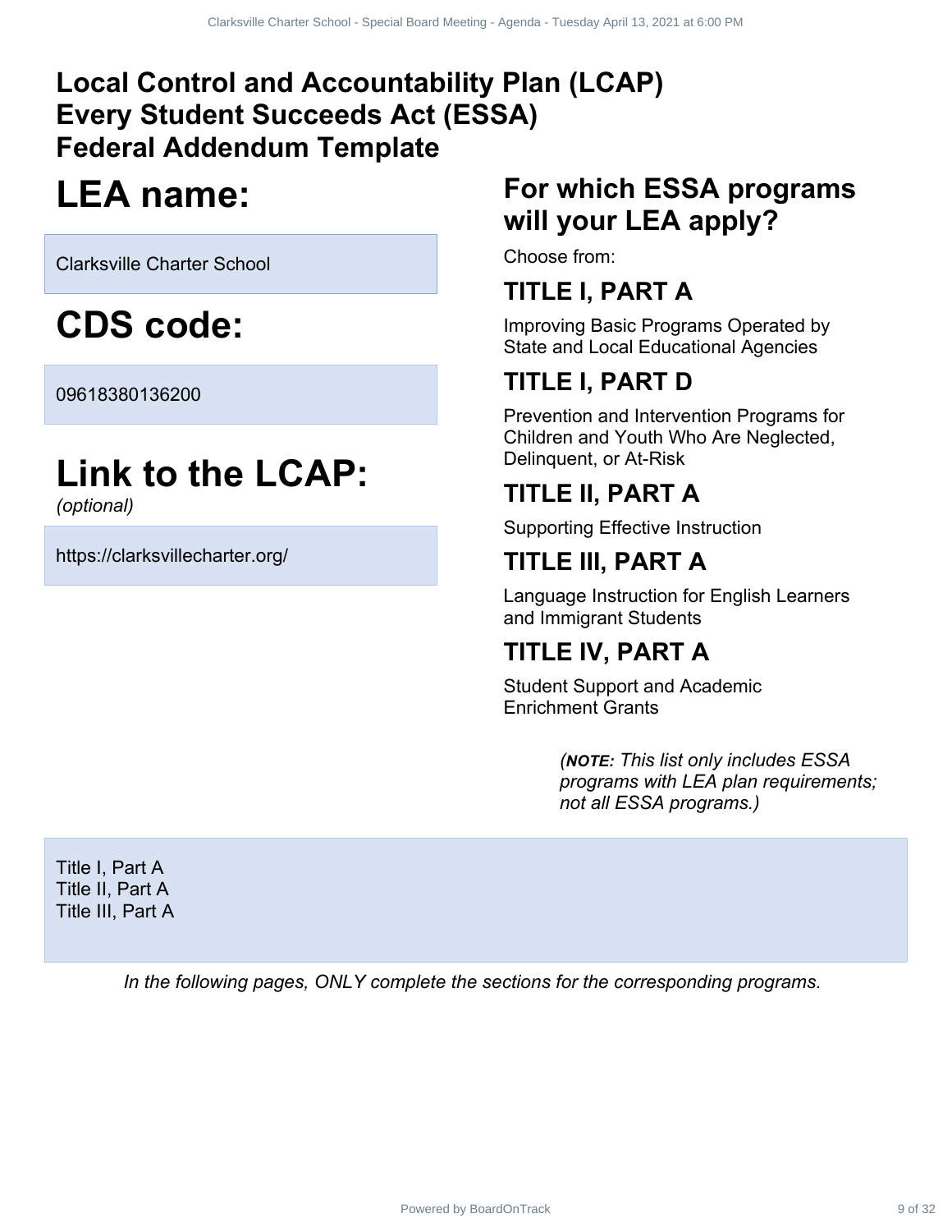# Local Control and Accountability Plan (LCAP) Every Student Succeeds Act (ESSA) Federal Addendum Template

## LEA name:

Clarksville Charter School

## CDS code:

09618380136200

## Link to the LCAP:

*(optional)*

https://clarksvillecharter.org/

## For which ESSA programs will your LEA apply?

Choose from:

### TITLE I, PART A

Improving Basic Programs Operated by State and Local Educational Agencies

### TITLE I, PART D

Prevention and Intervention Programs for Children and Youth Who Are Neglected, Delinquent, or At-Risk

### TITLE II, PART A

Supporting Effective Instruction

### TITLE III, PART A

Language Instruction for English Learners and Immigrant Students

### TITLE IV, PART A

Student Support and Academic Enrichment Grants

*(**NOTE:** This list only includes ESSA programs with LEA plan requirements; not all ESSA programs.)*

Title I, Part A
Title II, Part A
Title III, Part A

*In the following pages, ONLY complete the sections for the corresponding programs.*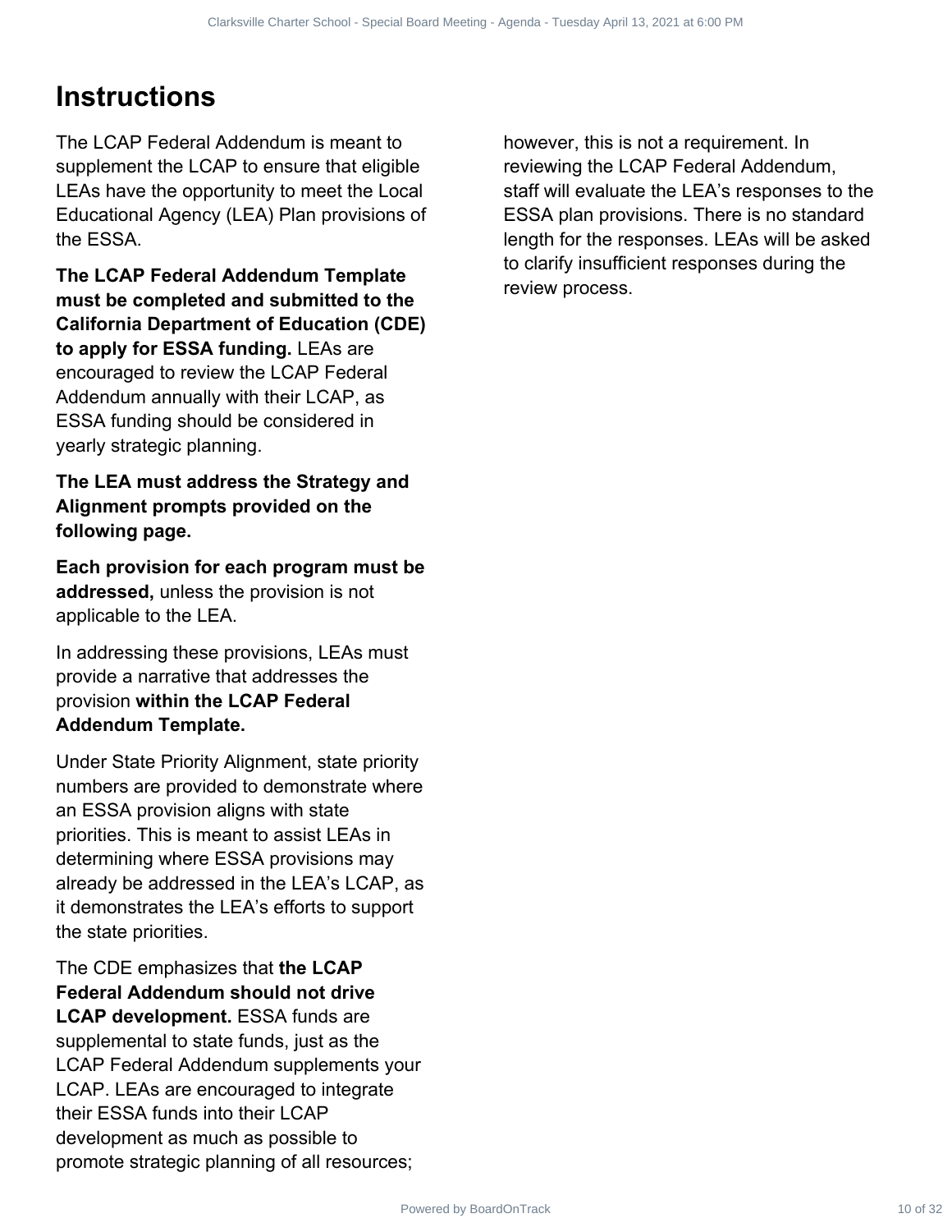# Instructions

The LCAP Federal Addendum is meant to supplement the LCAP to ensure that eligible LEAs have the opportunity to meet the Local Educational Agency (LEA) Plan provisions of the ESSA.

**The LCAP Federal Addendum Template must be completed and submitted to the California Department of Education (CDE) to apply for ESSA funding.** LEAs are encouraged to review the LCAP Federal Addendum annually with their LCAP, as ESSA funding should be considered in yearly strategic planning.

**The LEA must address the Strategy and Alignment prompts provided on the following page.**

**Each provision for each program must be addressed,** unless the provision is not applicable to the LEA.

In addressing these provisions, LEAs must provide a narrative that addresses the provision **within the LCAP Federal Addendum Template.**

Under State Priority Alignment, state priority numbers are provided to demonstrate where an ESSA provision aligns with state priorities. This is meant to assist LEAs in determining where ESSA provisions may already be addressed in the LEA's LCAP, as it demonstrates the LEA's efforts to support the state priorities.

The CDE emphasizes that **the LCAP Federal Addendum should not drive LCAP development.** ESSA funds are supplemental to state funds, just as the LCAP Federal Addendum supplements your LCAP. LEAs are encouraged to integrate their ESSA funds into their LCAP development as much as possible to promote strategic planning of all resources; however, this is not a requirement. In reviewing the LCAP Federal Addendum, staff will evaluate the LEA's responses to the ESSA plan provisions. There is no standard length for the responses. LEAs will be asked to clarify insufficient responses during the review process.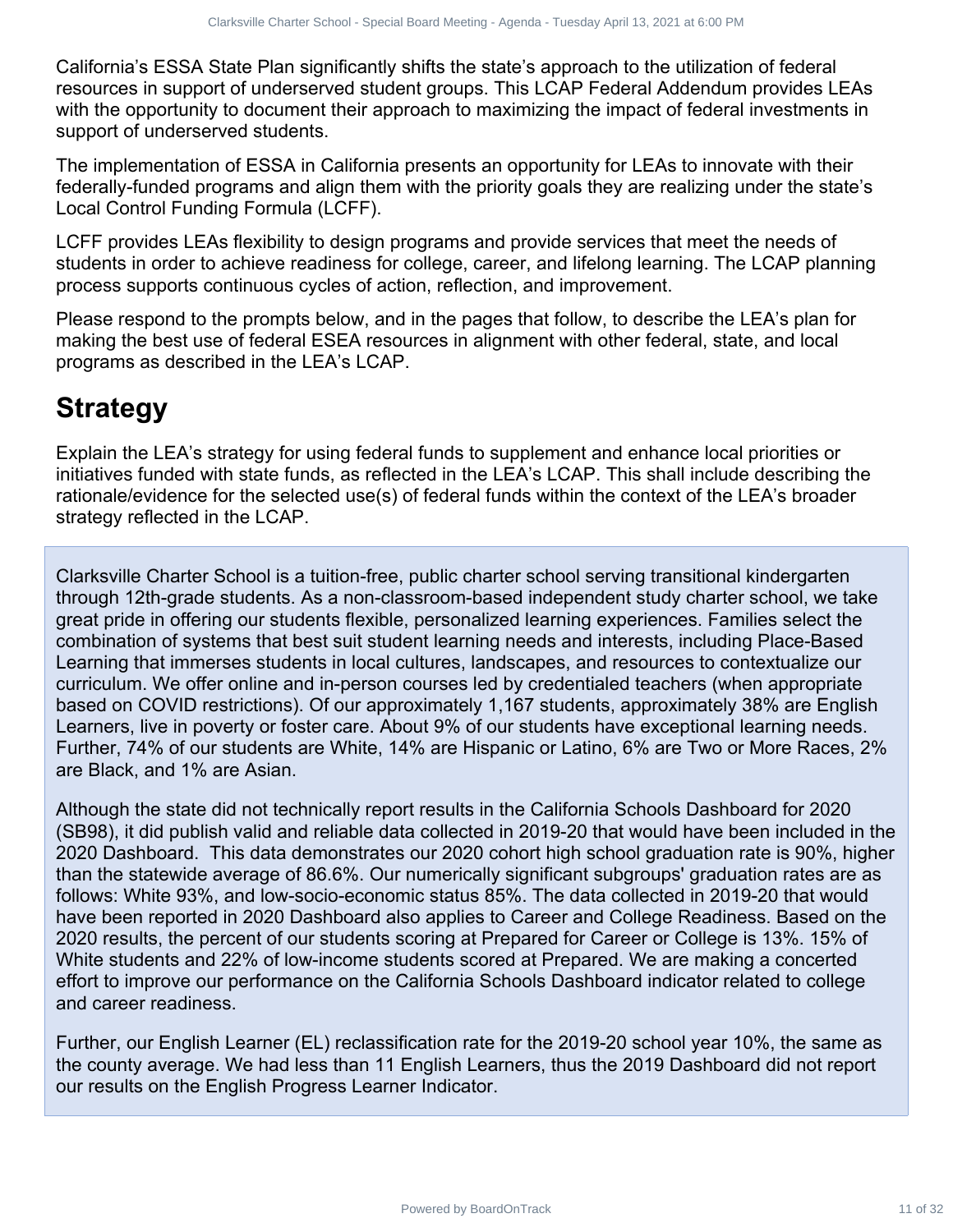California's ESSA State Plan significantly shifts the state's approach to the utilization of federal resources in support of underserved student groups. This LCAP Federal Addendum provides LEAs with the opportunity to document their approach to maximizing the impact of federal investments in support of underserved students.

The implementation of ESSA in California presents an opportunity for LEAs to innovate with their federally-funded programs and align them with the priority goals they are realizing under the state's Local Control Funding Formula (LCFF).

LCFF provides LEAs flexibility to design programs and provide services that meet the needs of students in order to achieve readiness for college, career, and lifelong learning. The LCAP planning process supports continuous cycles of action, reflection, and improvement.

Please respond to the prompts below, and in the pages that follow, to describe the LEA's plan for making the best use of federal ESEA resources in alignment with other federal, state, and local programs as described in the LEA's LCAP.

# Strategy

Explain the LEA's strategy for using federal funds to supplement and enhance local priorities or initiatives funded with state funds, as reflected in the LEA's LCAP. This shall include describing the rationale/evidence for the selected use(s) of federal funds within the context of the LEA's broader strategy reflected in the LCAP.

Clarksville Charter School is a tuition-free, public charter school serving transitional kindergarten through 12th-grade students. As a non-classroom-based independent study charter school, we take great pride in offering our students flexible, personalized learning experiences. Families select the combination of systems that best suit student learning needs and interests, including Place-Based Learning that immerses students in local cultures, landscapes, and resources to contextualize our curriculum. We offer online and in-person courses led by credentialed teachers (when appropriate based on COVID restrictions). Of our approximately 1,167 students, approximately 38% are English Learners, live in poverty or foster care. About 9% of our students have exceptional learning needs. Further, 74% of our students are White, 14% are Hispanic or Latino, 6% are Two or More Races, 2% are Black, and 1% are Asian.

Although the state did not technically report results in the California Schools Dashboard for 2020 (SB98), it did publish valid and reliable data collected in 2019-20 that would have been included in the 2020 Dashboard. This data demonstrates our 2020 cohort high school graduation rate is 90%, higher than the statewide average of 86.6%. Our numerically significant subgroups' graduation rates are as follows: White 93%, and low-socio-economic status 85%. The data collected in 2019-20 that would have been reported in 2020 Dashboard also applies to Career and College Readiness. Based on the 2020 results, the percent of our students scoring at Prepared for Career or College is 13%. 15% of White students and 22% of low-income students scored at Prepared. We are making a concerted effort to improve our performance on the California Schools Dashboard indicator related to college and career readiness.

Further, our English Learner (EL) reclassification rate for the 2019-20 school year 10%, the same as the county average. We had less than 11 English Learners, thus the 2019 Dashboard did not report our results on the English Progress Learner Indicator.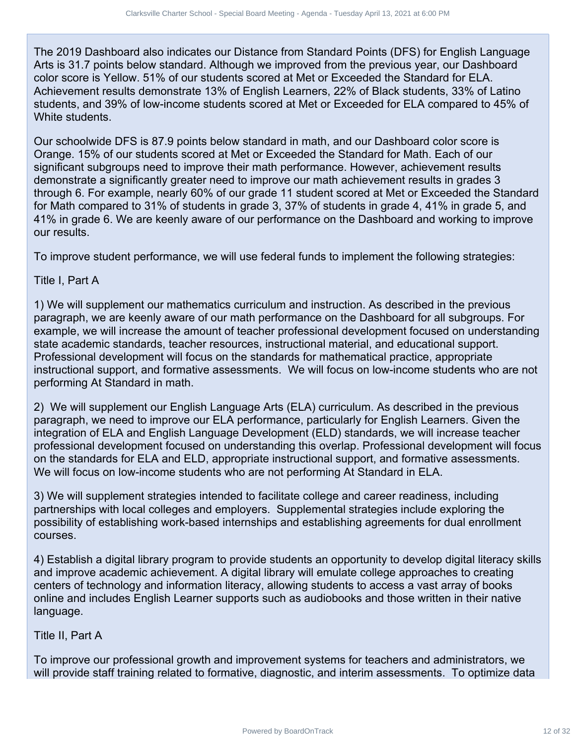The 2019 Dashboard also indicates our Distance from Standard Points (DFS) for English Language Arts is 31.7 points below standard. Although we improved from the previous year, our Dashboard color score is Yellow. 51% of our students scored at Met or Exceeded the Standard for ELA. Achievement results demonstrate 13% of English Learners, 22% of Black students, 33% of Latino students, and 39% of low-income students scored at Met or Exceeded for ELA compared to 45% of White students.

Our schoolwide DFS is 87.9 points below standard in math, and our Dashboard color score is Orange. 15% of our students scored at Met or Exceeded the Standard for Math. Each of our significant subgroups need to improve their math performance. However, achievement results demonstrate a significantly greater need to improve our math achievement results in grades 3 through 6. For example, nearly 60% of our grade 11 student scored at Met or Exceeded the Standard for Math compared to 31% of students in grade 3, 37% of students in grade 4, 41% in grade 5, and 41% in grade 6. We are keenly aware of our performance on the Dashboard and working to improve our results.

To improve student performance, we will use federal funds to implement the following strategies:

Title I, Part A

1) We will supplement our mathematics curriculum and instruction. As described in the previous paragraph, we are keenly aware of our math performance on the Dashboard for all subgroups. For example, we will increase the amount of teacher professional development focused on understanding state academic standards, teacher resources, instructional material, and educational support. Professional development will focus on the standards for mathematical practice, appropriate instructional support, and formative assessments. We will focus on low-income students who are not performing At Standard in math.

2) We will supplement our English Language Arts (ELA) curriculum. As described in the previous paragraph, we need to improve our ELA performance, particularly for English Learners. Given the integration of ELA and English Language Development (ELD) standards, we will increase teacher professional development focused on understanding this overlap. Professional development will focus on the standards for ELA and ELD, appropriate instructional support, and formative assessments. We will focus on low-income students who are not performing At Standard in ELA.

3) We will supplement strategies intended to facilitate college and career readiness, including partnerships with local colleges and employers. Supplemental strategies include exploring the possibility of establishing work-based internships and establishing agreements for dual enrollment courses.

4) Establish a digital library program to provide students an opportunity to develop digital literacy skills and improve academic achievement. A digital library will emulate college approaches to creating centers of technology and information literacy, allowing students to access a vast array of books online and includes English Learner supports such as audiobooks and those written in their native language.

Title II, Part A

To improve our professional growth and improvement systems for teachers and administrators, we will provide staff training related to formative, diagnostic, and interim assessments. To optimize data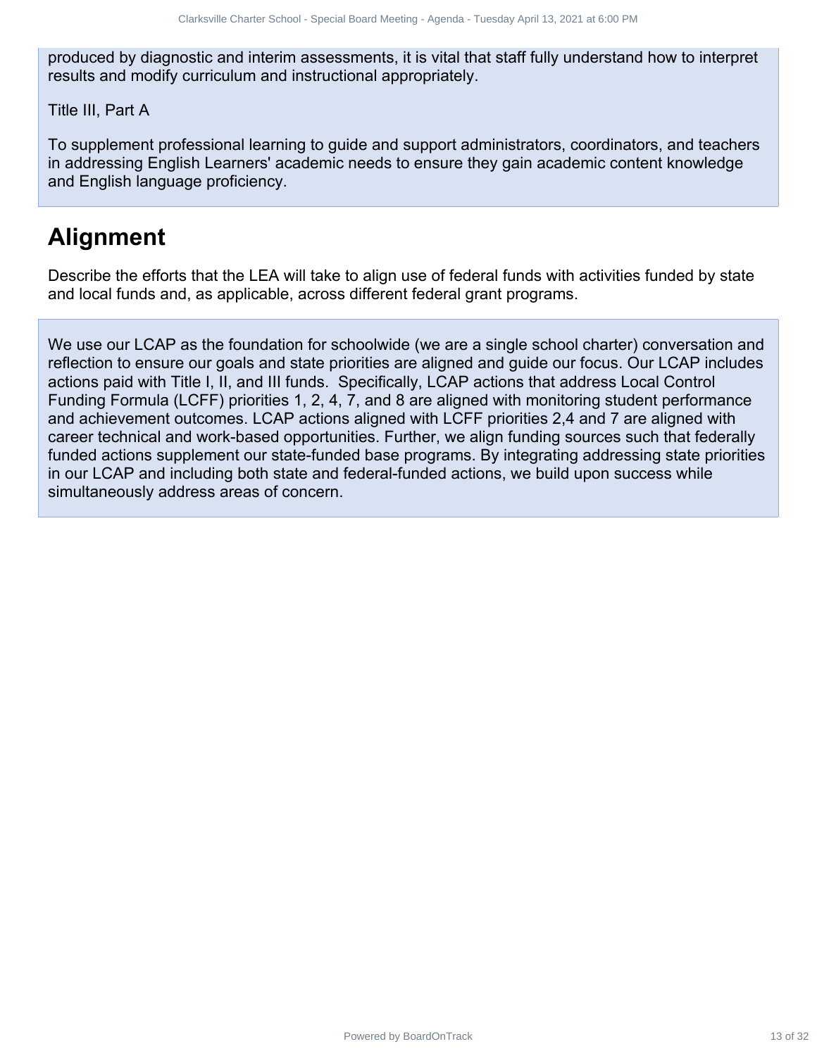produced by diagnostic and interim assessments, it is vital that staff fully understand how to interpret results and modify curriculum and instructional appropriately.

Title III, Part A

To supplement professional learning to guide and support administrators, coordinators, and teachers in addressing English Learners' academic needs to ensure they gain academic content knowledge and English language proficiency.

# Alignment

Describe the efforts that the LEA will take to align use of federal funds with activities funded by state and local funds and, as applicable, across different federal grant programs.

We use our LCAP as the foundation for schoolwide (we are a single school charter) conversation and reflection to ensure our goals and state priorities are aligned and guide our focus. Our LCAP includes actions paid with Title I, II, and III funds. Specifically, LCAP actions that address Local Control Funding Formula (LCFF) priorities 1, 2, 4, 7, and 8 are aligned with monitoring student performance and achievement outcomes. LCAP actions aligned with LCFF priorities 2,4 and 7 are aligned with career technical and work-based opportunities. Further, we align funding sources such that federally funded actions supplement our state-funded base programs. By integrating addressing state priorities in our LCAP and including both state and federal-funded actions, we build upon success while simultaneously address areas of concern.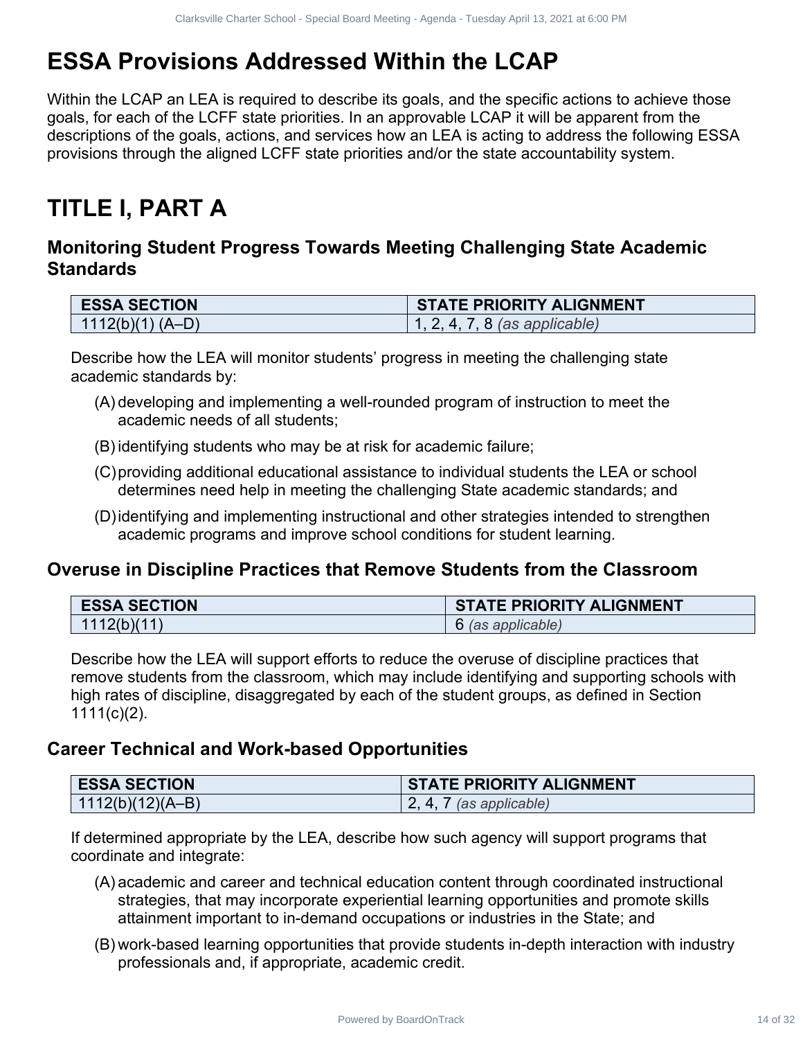# ESSA Provisions Addressed Within the LCAP

Within the LCAP an LEA is required to describe its goals, and the specific actions to achieve those goals, for each of the LCFF state priorities. In an approvable LCAP it will be apparent from the descriptions of the goals, actions, and services how an LEA is acting to address the following ESSA provisions through the aligned LCFF state priorities and/or the state accountability system.

# TITLE I, PART A

## Monitoring Student Progress Towards Meeting Challenging State Academic Standards

| ESSA SECTION | STATE PRIORITY ALIGNMENT |
|---|---|
| 1112(b)(1) (A–D) | 1, 2, 4, 7, 8 *(as applicable)* |

Describe how the LEA will monitor students' progress in meeting the challenging state academic standards by:

(A) developing and implementing a well-rounded program of instruction to meet the academic needs of all students;

(B) identifying students who may be at risk for academic failure;

(C) providing additional educational assistance to individual students the LEA or school determines need help in meeting the challenging State academic standards; and

(D) identifying and implementing instructional and other strategies intended to strengthen academic programs and improve school conditions for student learning.

## Overuse in Discipline Practices that Remove Students from the Classroom

| ESSA SECTION | STATE PRIORITY ALIGNMENT |
|---|---|
| 1112(b)(11) | 6 *(as applicable)* |

Describe how the LEA will support efforts to reduce the overuse of discipline practices that remove students from the classroom, which may include identifying and supporting schools with high rates of discipline, disaggregated by each of the student groups, as defined in Section 1111(c)(2).

## Career Technical and Work-based Opportunities

| ESSA SECTION | STATE PRIORITY ALIGNMENT |
|---|---|
| 1112(b)(12)(A–B) | 2, 4, 7 *(as applicable)* |

If determined appropriate by the LEA, describe how such agency will support programs that coordinate and integrate:

(A) academic and career and technical education content through coordinated instructional strategies, that may incorporate experiential learning opportunities and promote skills attainment important to in-demand occupations or industries in the State; and

(B) work-based learning opportunities that provide students in-depth interaction with industry professionals and, if appropriate, academic credit.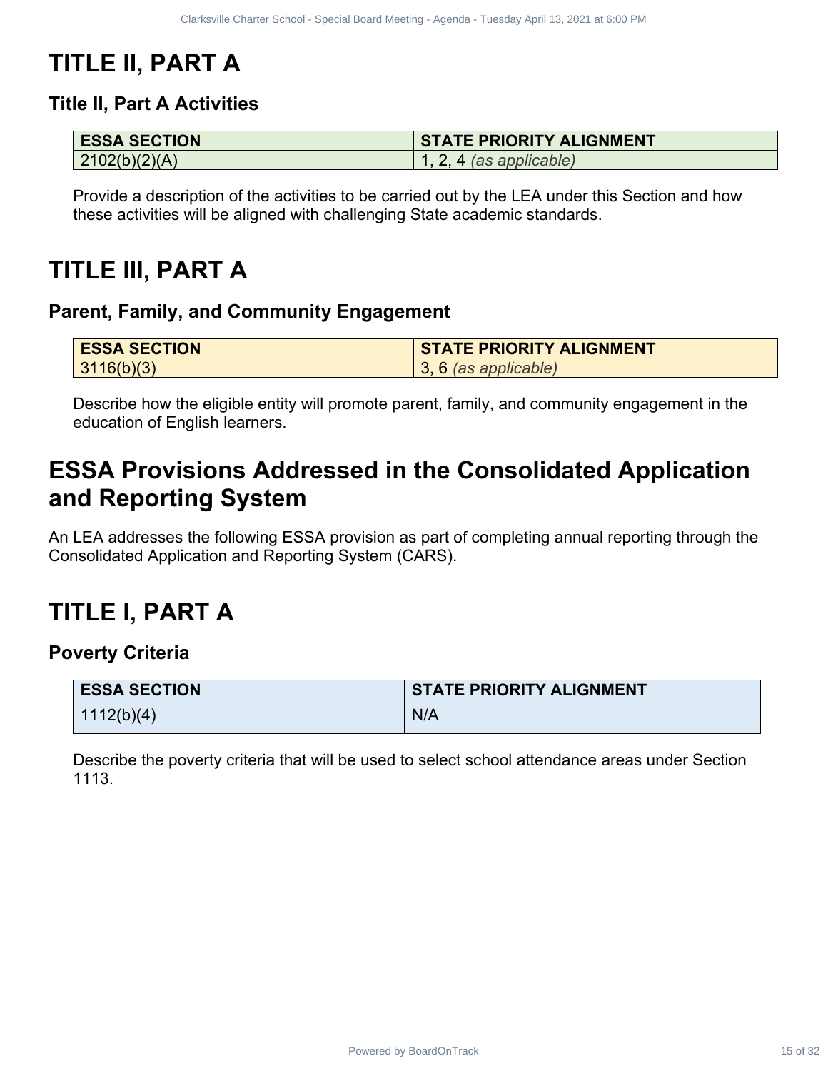# TITLE II, PART A

### Title II, Part A Activities

| ESSA SECTION | STATE PRIORITY ALIGNMENT |
|---|---|
| 2102(b)(2)(A) | 1, 2, 4 *(as applicable)* |

Provide a description of the activities to be carried out by the LEA under this Section and how these activities will be aligned with challenging State academic standards.

# TITLE III, PART A

### Parent, Family, and Community Engagement

| ESSA SECTION | STATE PRIORITY ALIGNMENT |
|---|---|
| 3116(b)(3) | 3, 6 *(as applicable)* |

Describe how the eligible entity will promote parent, family, and community engagement in the education of English learners.

# ESSA Provisions Addressed in the Consolidated Application and Reporting System

An LEA addresses the following ESSA provision as part of completing annual reporting through the Consolidated Application and Reporting System (CARS).

# TITLE I, PART A

### Poverty Criteria

| ESSA SECTION | STATE PRIORITY ALIGNMENT |
|---|---|
| 1112(b)(4) | N/A |

Describe the poverty criteria that will be used to select school attendance areas under Section 1113.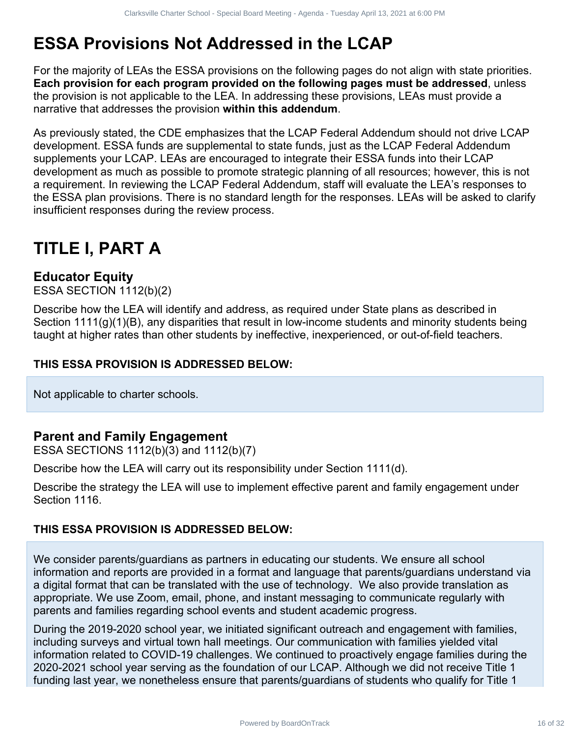# ESSA Provisions Not Addressed in the LCAP

For the majority of LEAs the ESSA provisions on the following pages do not align with state priorities. **Each provision for each program provided on the following pages must be addressed**, unless the provision is not applicable to the LEA. In addressing these provisions, LEAs must provide a narrative that addresses the provision **within this addendum**.

As previously stated, the CDE emphasizes that the LCAP Federal Addendum should not drive LCAP development. ESSA funds are supplemental to state funds, just as the LCAP Federal Addendum supplements your LCAP. LEAs are encouraged to integrate their ESSA funds into their LCAP development as much as possible to promote strategic planning of all resources; however, this is not a requirement. In reviewing the LCAP Federal Addendum, staff will evaluate the LEA's responses to the ESSA plan provisions. There is no standard length for the responses. LEAs will be asked to clarify insufficient responses during the review process.

# TITLE I, PART A

## Educator Equity

ESSA SECTION 1112(b)(2)

Describe how the LEA will identify and address, as required under State plans as described in Section 1111(g)(1)(B), any disparities that result in low-income students and minority students being taught at higher rates than other students by ineffective, inexperienced, or out-of-field teachers.

#### THIS ESSA PROVISION IS ADDRESSED BELOW:

Not applicable to charter schools.

## Parent and Family Engagement

ESSA SECTIONS 1112(b)(3) and 1112(b)(7)

Describe how the LEA will carry out its responsibility under Section 1111(d).

Describe the strategy the LEA will use to implement effective parent and family engagement under Section 1116.

#### THIS ESSA PROVISION IS ADDRESSED BELOW:

We consider parents/guardians as partners in educating our students. We ensure all school information and reports are provided in a format and language that parents/guardians understand via a digital format that can be translated with the use of technology. We also provide translation as appropriate. We use Zoom, email, phone, and instant messaging to communicate regularly with parents and families regarding school events and student academic progress.

During the 2019-2020 school year, we initiated significant outreach and engagement with families, including surveys and virtual town hall meetings. Our communication with families yielded vital information related to COVID-19 challenges. We continued to proactively engage families during the 2020-2021 school year serving as the foundation of our LCAP. Although we did not receive Title 1 funding last year, we nonetheless ensure that parents/guardians of students who qualify for Title 1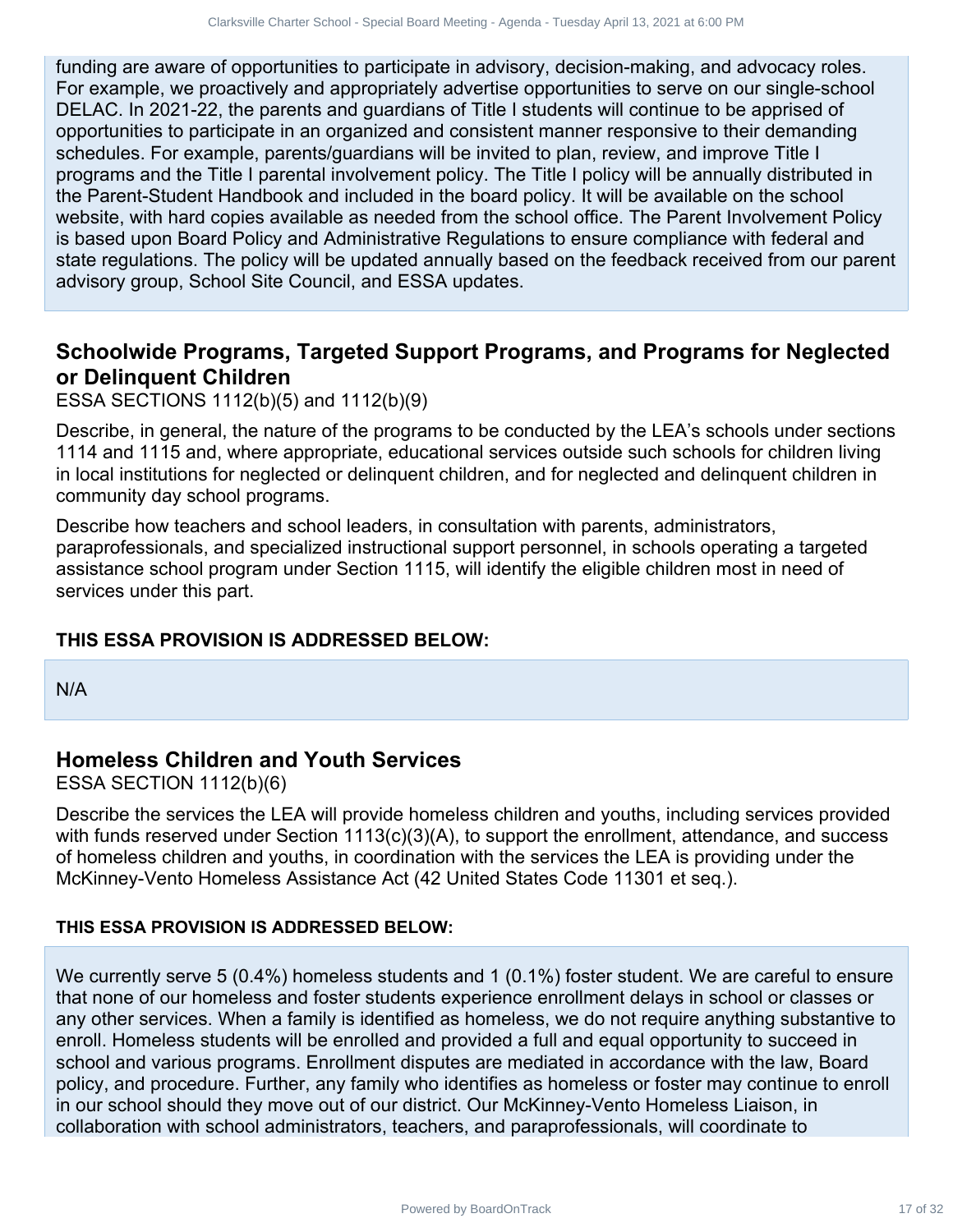funding are aware of opportunities to participate in advisory, decision-making, and advocacy roles. For example, we proactively and appropriately advertise opportunities to serve on our single-school DELAC. In 2021-22, the parents and guardians of Title I students will continue to be apprised of opportunities to participate in an organized and consistent manner responsive to their demanding schedules. For example, parents/guardians will be invited to plan, review, and improve Title I programs and the Title I parental involvement policy. The Title I policy will be annually distributed in the Parent-Student Handbook and included in the board policy. It will be available on the school website, with hard copies available as needed from the school office. The Parent Involvement Policy is based upon Board Policy and Administrative Regulations to ensure compliance with federal and state regulations. The policy will be updated annually based on the feedback received from our parent advisory group, School Site Council, and ESSA updates.

## Schoolwide Programs, Targeted Support Programs, and Programs for Neglected or Delinquent Children

ESSA SECTIONS 1112(b)(5) and 1112(b)(9)

Describe, in general, the nature of the programs to be conducted by the LEA's schools under sections 1114 and 1115 and, where appropriate, educational services outside such schools for children living in local institutions for neglected or delinquent children, and for neglected and delinquent children in community day school programs.

Describe how teachers and school leaders, in consultation with parents, administrators, paraprofessionals, and specialized instructional support personnel, in schools operating a targeted assistance school program under Section 1115, will identify the eligible children most in need of services under this part.

#### THIS ESSA PROVISION IS ADDRESSED BELOW:

N/A

## Homeless Children and Youth Services

ESSA SECTION 1112(b)(6)

Describe the services the LEA will provide homeless children and youths, including services provided with funds reserved under Section 1113(c)(3)(A), to support the enrollment, attendance, and success of homeless children and youths, in coordination with the services the LEA is providing under the McKinney-Vento Homeless Assistance Act (42 United States Code 11301 et seq.).

#### THIS ESSA PROVISION IS ADDRESSED BELOW:

We currently serve 5 (0.4%) homeless students and 1 (0.1%) foster student. We are careful to ensure that none of our homeless and foster students experience enrollment delays in school or classes or any other services. When a family is identified as homeless, we do not require anything substantive to enroll. Homeless students will be enrolled and provided a full and equal opportunity to succeed in school and various programs. Enrollment disputes are mediated in accordance with the law, Board policy, and procedure. Further, any family who identifies as homeless or foster may continue to enroll in our school should they move out of our district. Our McKinney-Vento Homeless Liaison, in collaboration with school administrators, teachers, and paraprofessionals, will coordinate to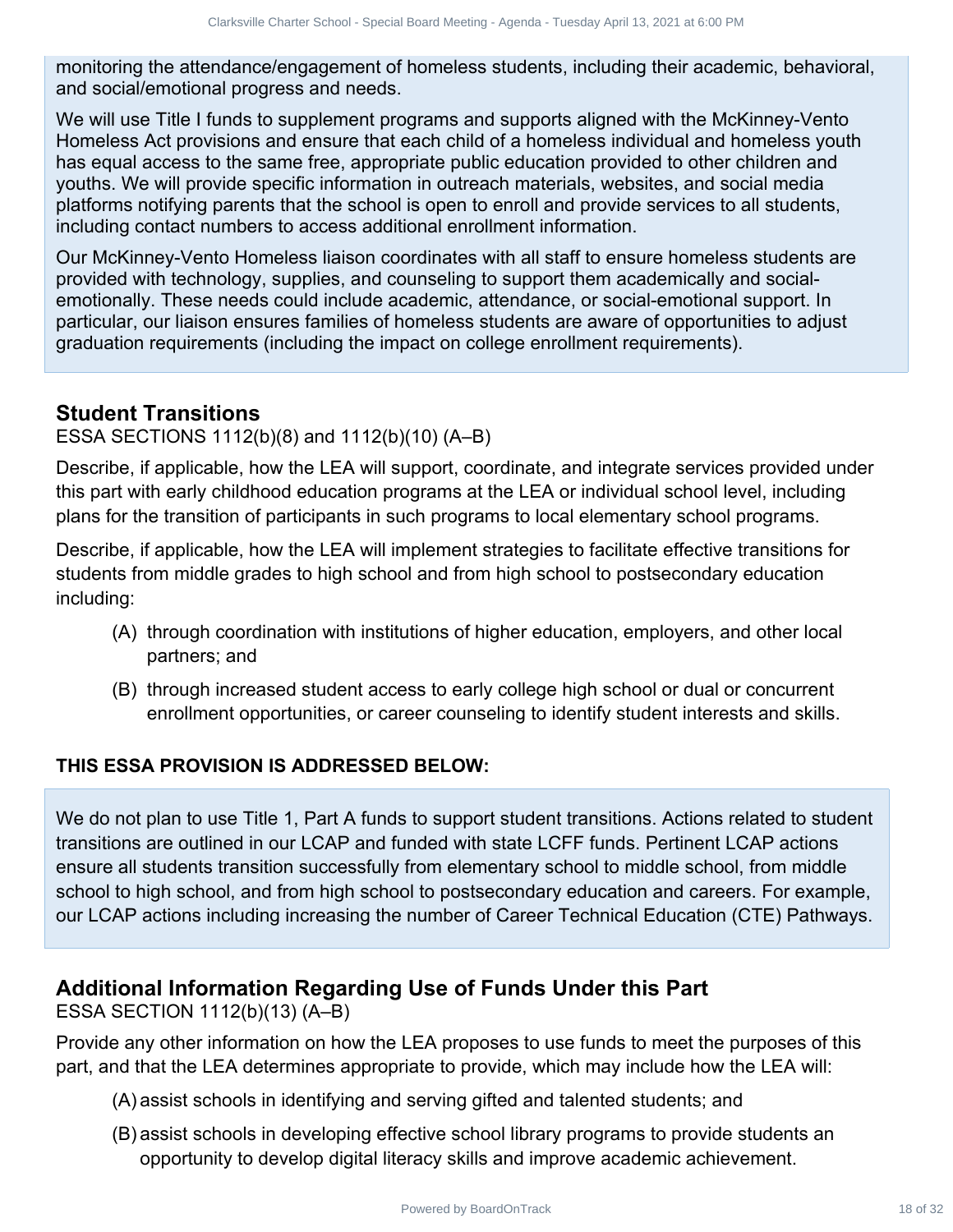monitoring the attendance/engagement of homeless students, including their academic, behavioral, and social/emotional progress and needs.

We will use Title I funds to supplement programs and supports aligned with the McKinney-Vento Homeless Act provisions and ensure that each child of a homeless individual and homeless youth has equal access to the same free, appropriate public education provided to other children and youths. We will provide specific information in outreach materials, websites, and social media platforms notifying parents that the school is open to enroll and provide services to all students, including contact numbers to access additional enrollment information.

Our McKinney-Vento Homeless liaison coordinates with all staff to ensure homeless students are provided with technology, supplies, and counseling to support them academically and social-emotionally. These needs could include academic, attendance, or social-emotional support. In particular, our liaison ensures families of homeless students are aware of opportunities to adjust graduation requirements (including the impact on college enrollment requirements).

## Student Transitions

ESSA SECTIONS 1112(b)(8) and 1112(b)(10) (A–B)

Describe, if applicable, how the LEA will support, coordinate, and integrate services provided under this part with early childhood education programs at the LEA or individual school level, including plans for the transition of participants in such programs to local elementary school programs.

Describe, if applicable, how the LEA will implement strategies to facilitate effective transitions for students from middle grades to high school and from high school to postsecondary education including:

(A) through coordination with institutions of higher education, employers, and other local partners; and

(B) through increased student access to early college high school or dual or concurrent enrollment opportunities, or career counseling to identify student interests and skills.

**THIS ESSA PROVISION IS ADDRESSED BELOW:**

We do not plan to use Title 1, Part A funds to support student transitions. Actions related to student transitions are outlined in our LCAP and funded with state LCFF funds. Pertinent LCAP actions ensure all students transition successfully from elementary school to middle school, from middle school to high school, and from high school to postsecondary education and careers. For example, our LCAP actions including increasing the number of Career Technical Education (CTE) Pathways.

## Additional Information Regarding Use of Funds Under this Part

ESSA SECTION 1112(b)(13) (A–B)

Provide any other information on how the LEA proposes to use funds to meet the purposes of this part, and that the LEA determines appropriate to provide, which may include how the LEA will:

(A) assist schools in identifying and serving gifted and talented students; and

(B) assist schools in developing effective school library programs to provide students an opportunity to develop digital literacy skills and improve academic achievement.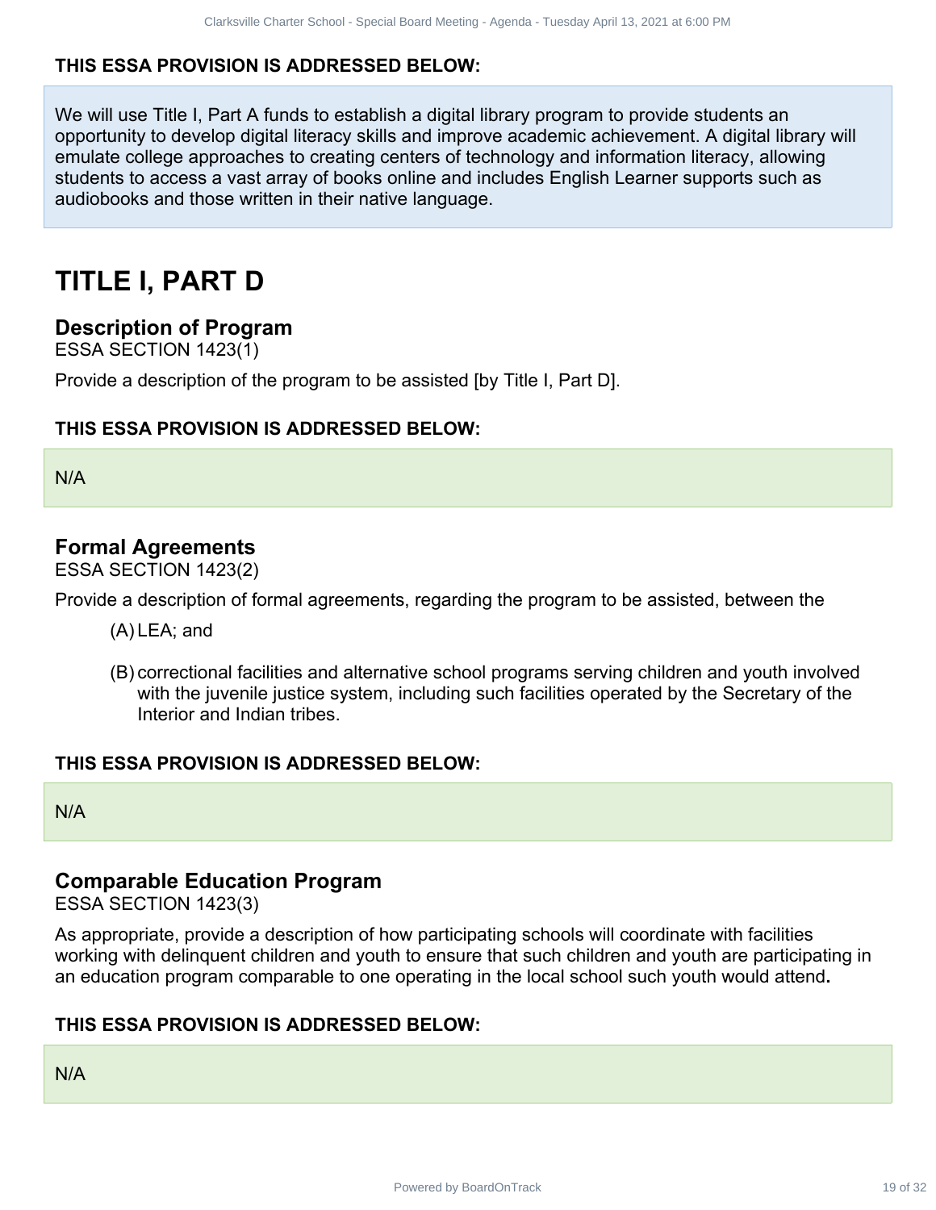**THIS ESSA PROVISION IS ADDRESSED BELOW:**

We will use Title I, Part A funds to establish a digital library program to provide students an opportunity to develop digital literacy skills and improve academic achievement. A digital library will emulate college approaches to creating centers of technology and information literacy, allowing students to access a vast array of books online and includes English Learner supports such as audiobooks and those written in their native language.

# TITLE I, PART D

## Description of Program

ESSA SECTION 1423(1)

Provide a description of the program to be assisted [by Title I, Part D].

**THIS ESSA PROVISION IS ADDRESSED BELOW:**

N/A

## Formal Agreements

ESSA SECTION 1423(2)

Provide a description of formal agreements, regarding the program to be assisted, between the

(A) LEA; and

(B) correctional facilities and alternative school programs serving children and youth involved with the juvenile justice system, including such facilities operated by the Secretary of the Interior and Indian tribes.

**THIS ESSA PROVISION IS ADDRESSED BELOW:**

N/A

## Comparable Education Program

ESSA SECTION 1423(3)

As appropriate, provide a description of how participating schools will coordinate with facilities working with delinquent children and youth to ensure that such children and youth are participating in an education program comparable to one operating in the local school such youth would attend**.**

**THIS ESSA PROVISION IS ADDRESSED BELOW:**

N/A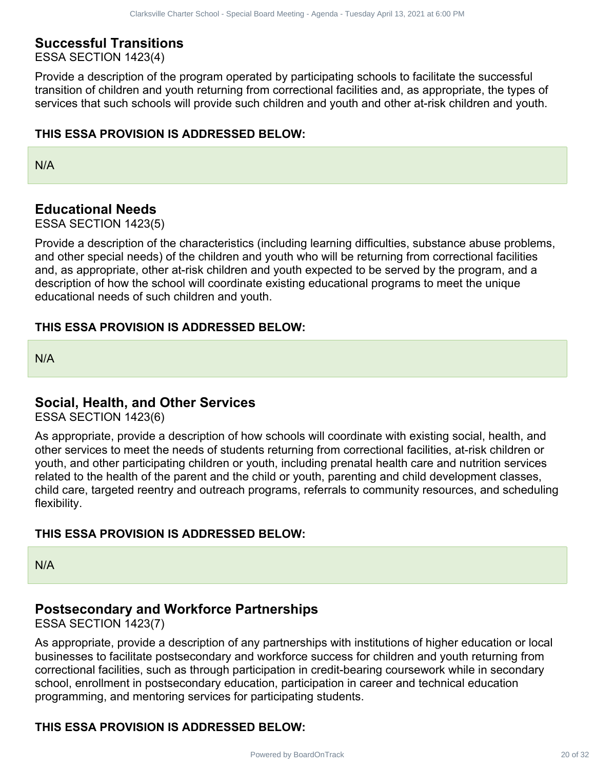## Successful Transitions

ESSA SECTION 1423(4)

Provide a description of the program operated by participating schools to facilitate the successful transition of children and youth returning from correctional facilities and, as appropriate, the types of services that such schools will provide such children and youth and other at-risk children and youth.

**THIS ESSA PROVISION IS ADDRESSED BELOW:**

N/A

## Educational Needs

ESSA SECTION 1423(5)

Provide a description of the characteristics (including learning difficulties, substance abuse problems, and other special needs) of the children and youth who will be returning from correctional facilities and, as appropriate, other at-risk children and youth expected to be served by the program, and a description of how the school will coordinate existing educational programs to meet the unique educational needs of such children and youth.

**THIS ESSA PROVISION IS ADDRESSED BELOW:**

N/A

## Social, Health, and Other Services

ESSA SECTION 1423(6)

As appropriate, provide a description of how schools will coordinate with existing social, health, and other services to meet the needs of students returning from correctional facilities, at-risk children or youth, and other participating children or youth, including prenatal health care and nutrition services related to the health of the parent and the child or youth, parenting and child development classes, child care, targeted reentry and outreach programs, referrals to community resources, and scheduling flexibility.

**THIS ESSA PROVISION IS ADDRESSED BELOW:**

N/A

## Postsecondary and Workforce Partnerships

ESSA SECTION 1423(7)

As appropriate, provide a description of any partnerships with institutions of higher education or local businesses to facilitate postsecondary and workforce success for children and youth returning from correctional facilities, such as through participation in credit-bearing coursework while in secondary school, enrollment in postsecondary education, participation in career and technical education programming, and mentoring services for participating students.

**THIS ESSA PROVISION IS ADDRESSED BELOW:**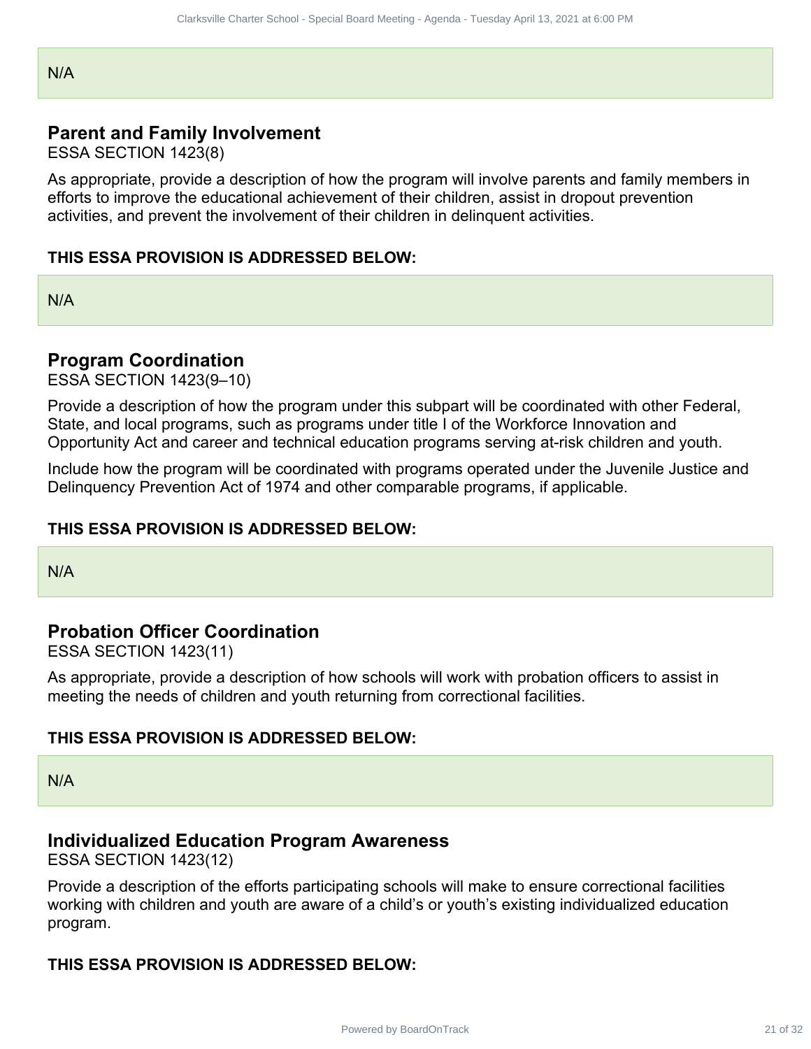N/A

## Parent and Family Involvement

ESSA SECTION 1423(8)

As appropriate, provide a description of how the program will involve parents and family members in efforts to improve the educational achievement of their children, assist in dropout prevention activities, and prevent the involvement of their children in delinquent activities.

**THIS ESSA PROVISION IS ADDRESSED BELOW:**

N/A

## Program Coordination

ESSA SECTION 1423(9–10)

Provide a description of how the program under this subpart will be coordinated with other Federal, State, and local programs, such as programs under title I of the Workforce Innovation and Opportunity Act and career and technical education programs serving at-risk children and youth.

Include how the program will be coordinated with programs operated under the Juvenile Justice and Delinquency Prevention Act of 1974 and other comparable programs, if applicable.

**THIS ESSA PROVISION IS ADDRESSED BELOW:**

N/A

## Probation Officer Coordination

ESSA SECTION 1423(11)

As appropriate, provide a description of how schools will work with probation officers to assist in meeting the needs of children and youth returning from correctional facilities.

**THIS ESSA PROVISION IS ADDRESSED BELOW:**

N/A

## Individualized Education Program Awareness

ESSA SECTION 1423(12)

Provide a description of the efforts participating schools will make to ensure correctional facilities working with children and youth are aware of a child's or youth's existing individualized education program.

**THIS ESSA PROVISION IS ADDRESSED BELOW:**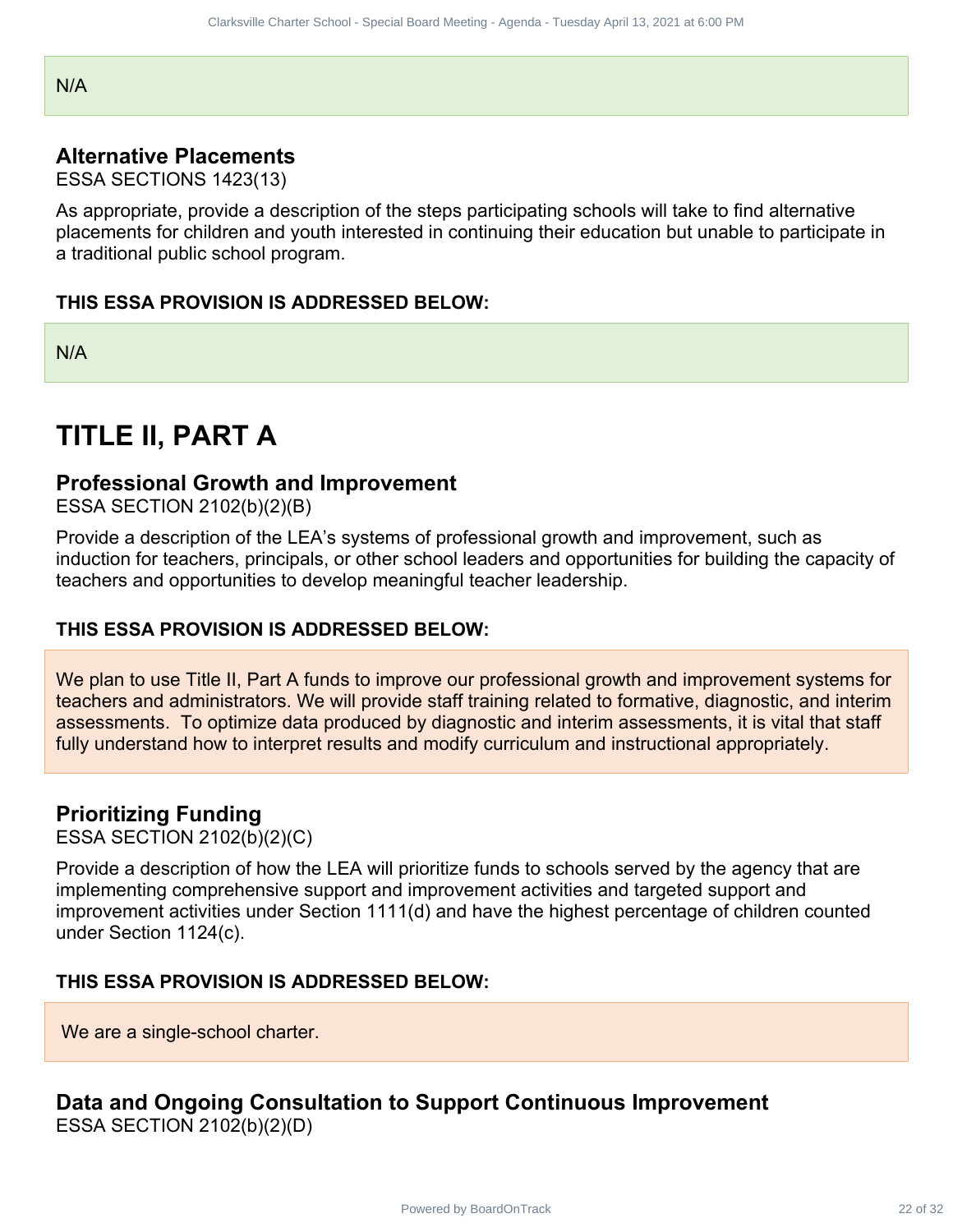N/A

### Alternative Placements

ESSA SECTIONS 1423(13)

As appropriate, provide a description of the steps participating schools will take to find alternative placements for children and youth interested in continuing their education but unable to participate in a traditional public school program.

**THIS ESSA PROVISION IS ADDRESSED BELOW:**

N/A

## TITLE II, PART A

### Professional Growth and Improvement

ESSA SECTION 2102(b)(2)(B)

Provide a description of the LEA's systems of professional growth and improvement, such as induction for teachers, principals, or other school leaders and opportunities for building the capacity of teachers and opportunities to develop meaningful teacher leadership.

**THIS ESSA PROVISION IS ADDRESSED BELOW:**

We plan to use Title II, Part A funds to improve our professional growth and improvement systems for teachers and administrators. We will provide staff training related to formative, diagnostic, and interim assessments. To optimize data produced by diagnostic and interim assessments, it is vital that staff fully understand how to interpret results and modify curriculum and instructional appropriately.

### Prioritizing Funding

ESSA SECTION 2102(b)(2)(C)

Provide a description of how the LEA will prioritize funds to schools served by the agency that are implementing comprehensive support and improvement activities and targeted support and improvement activities under Section 1111(d) and have the highest percentage of children counted under Section 1124(c).

**THIS ESSA PROVISION IS ADDRESSED BELOW:**

We are a single-school charter.

### Data and Ongoing Consultation to Support Continuous Improvement

ESSA SECTION 2102(b)(2)(D)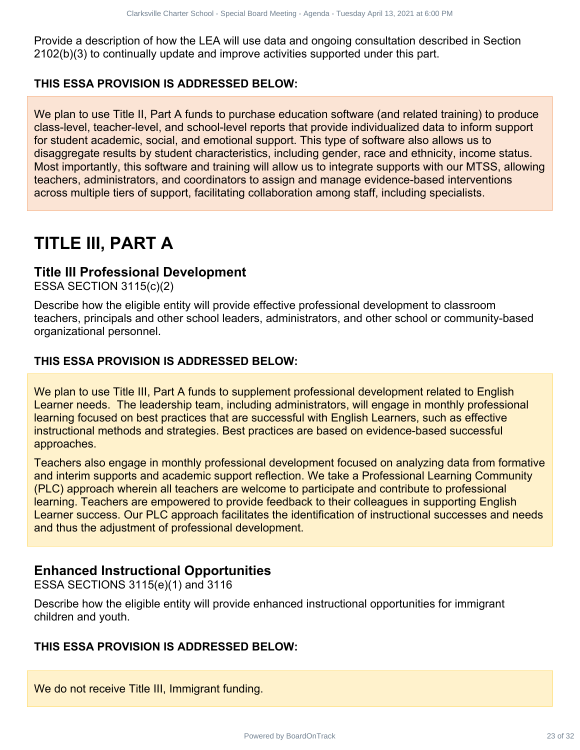Provide a description of how the LEA will use data and ongoing consultation described in Section 2102(b)(3) to continually update and improve activities supported under this part.

**THIS ESSA PROVISION IS ADDRESSED BELOW:**

We plan to use Title II, Part A funds to purchase education software (and related training) to produce class-level, teacher-level, and school-level reports that provide individualized data to inform support for student academic, social, and emotional support. This type of software also allows us to disaggregate results by student characteristics, including gender, race and ethnicity, income status. Most importantly, this software and training will allow us to integrate supports with our MTSS, allowing teachers, administrators, and coordinators to assign and manage evidence-based interventions across multiple tiers of support, facilitating collaboration among staff, including specialists.

# TITLE III, PART A

## Title III Professional Development

ESSA SECTION 3115(c)(2)

Describe how the eligible entity will provide effective professional development to classroom teachers, principals and other school leaders, administrators, and other school or community-based organizational personnel.

**THIS ESSA PROVISION IS ADDRESSED BELOW:**

We plan to use Title III, Part A funds to supplement professional development related to English Learner needs. The leadership team, including administrators, will engage in monthly professional learning focused on best practices that are successful with English Learners, such as effective instructional methods and strategies. Best practices are based on evidence-based successful approaches.

Teachers also engage in monthly professional development focused on analyzing data from formative and interim supports and academic support reflection. We take a Professional Learning Community (PLC) approach wherein all teachers are welcome to participate and contribute to professional learning. Teachers are empowered to provide feedback to their colleagues in supporting English Learner success. Our PLC approach facilitates the identification of instructional successes and needs and thus the adjustment of professional development.

## Enhanced Instructional Opportunities

ESSA SECTIONS 3115(e)(1) and 3116

Describe how the eligible entity will provide enhanced instructional opportunities for immigrant children and youth.

**THIS ESSA PROVISION IS ADDRESSED BELOW:**

We do not receive Title III, Immigrant funding.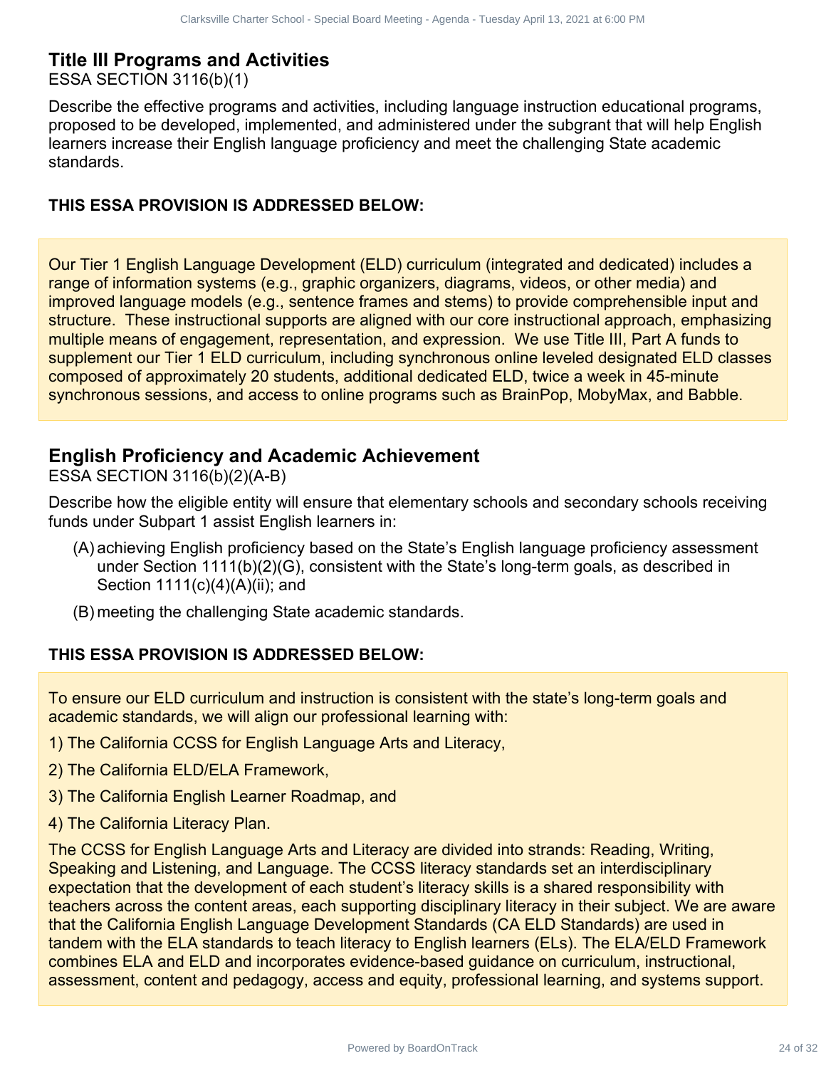## Title III Programs and Activities

ESSA SECTION 3116(b)(1)

Describe the effective programs and activities, including language instruction educational programs, proposed to be developed, implemented, and administered under the subgrant that will help English learners increase their English language proficiency and meet the challenging State academic standards.

**THIS ESSA PROVISION IS ADDRESSED BELOW:**

Our Tier 1 English Language Development (ELD) curriculum (integrated and dedicated) includes a range of information systems (e.g., graphic organizers, diagrams, videos, or other media) and improved language models (e.g., sentence frames and stems) to provide comprehensible input and structure. These instructional supports are aligned with our core instructional approach, emphasizing multiple means of engagement, representation, and expression. We use Title III, Part A funds to supplement our Tier 1 ELD curriculum, including synchronous online leveled designated ELD classes composed of approximately 20 students, additional dedicated ELD, twice a week in 45-minute synchronous sessions, and access to online programs such as BrainPop, MobyMax, and Babble.

## English Proficiency and Academic Achievement

ESSA SECTION 3116(b)(2)(A-B)

Describe how the eligible entity will ensure that elementary schools and secondary schools receiving funds under Subpart 1 assist English learners in:

(A) achieving English proficiency based on the State's English language proficiency assessment under Section 1111(b)(2)(G), consistent with the State's long-term goals, as described in Section 1111(c)(4)(A)(ii); and

(B) meeting the challenging State academic standards.

**THIS ESSA PROVISION IS ADDRESSED BELOW:**

To ensure our ELD curriculum and instruction is consistent with the state's long-term goals and academic standards, we will align our professional learning with:

1) The California CCSS for English Language Arts and Literacy,

2) The California ELD/ELA Framework,

3) The California English Learner Roadmap, and

4) The California Literacy Plan.

The CCSS for English Language Arts and Literacy are divided into strands: Reading, Writing, Speaking and Listening, and Language. The CCSS literacy standards set an interdisciplinary expectation that the development of each student's literacy skills is a shared responsibility with teachers across the content areas, each supporting disciplinary literacy in their subject. We are aware that the California English Language Development Standards (CA ELD Standards) are used in tandem with the ELA standards to teach literacy to English learners (ELs). The ELA/ELD Framework combines ELA and ELD and incorporates evidence-based guidance on curriculum, instructional, assessment, content and pedagogy, access and equity, professional learning, and systems support.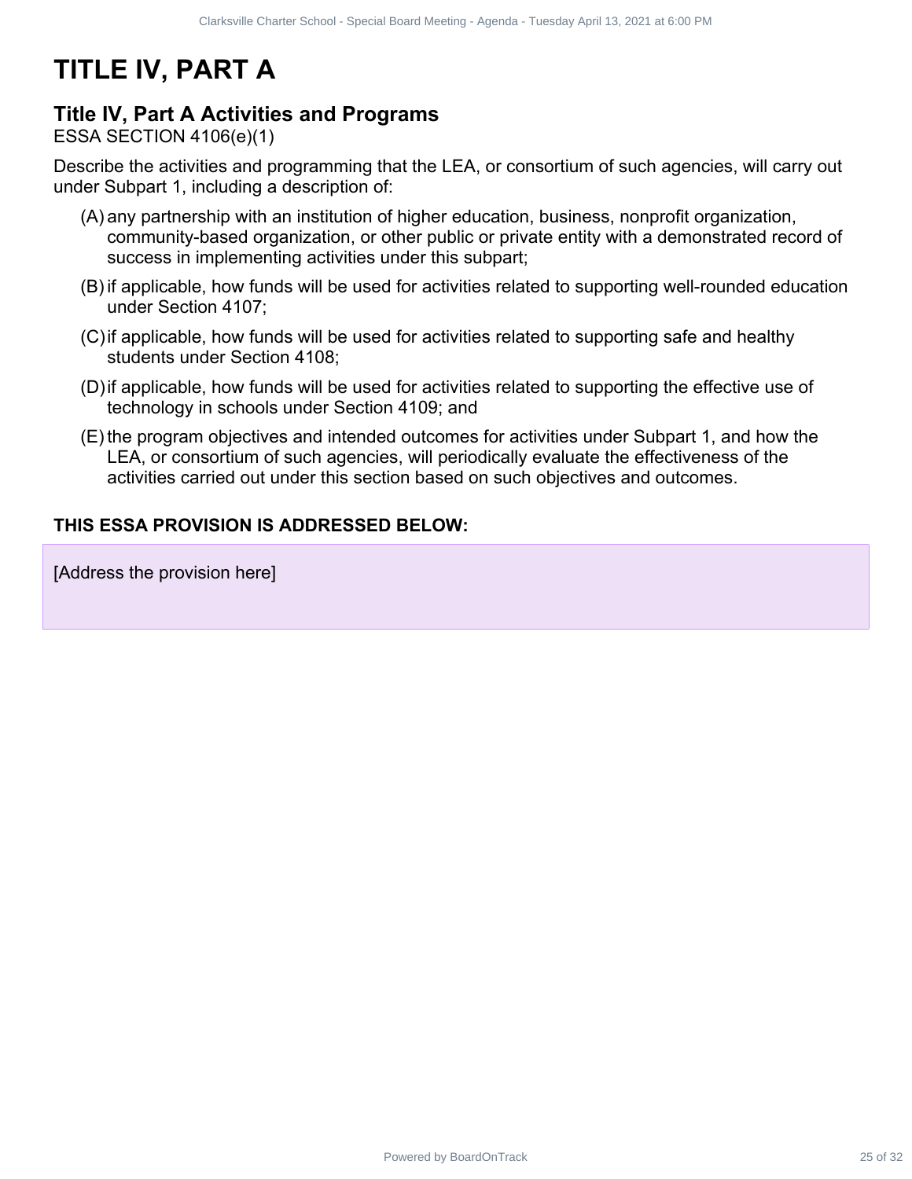# TITLE IV, PART A

## Title IV, Part A Activities and Programs

ESSA SECTION 4106(e)(1)

Describe the activities and programming that the LEA, or consortium of such agencies, will carry out under Subpart 1, including a description of:

(A) any partnership with an institution of higher education, business, nonprofit organization, community-based organization, or other public or private entity with a demonstrated record of success in implementing activities under this subpart;

(B) if applicable, how funds will be used for activities related to supporting well-rounded education under Section 4107;

(C) if applicable, how funds will be used for activities related to supporting safe and healthy students under Section 4108;

(D) if applicable, how funds will be used for activities related to supporting the effective use of technology in schools under Section 4109; and

(E) the program objectives and intended outcomes for activities under Subpart 1, and how the LEA, or consortium of such agencies, will periodically evaluate the effectiveness of the activities carried out under this section based on such objectives and outcomes.

**THIS ESSA PROVISION IS ADDRESSED BELOW:**

[Address the provision here]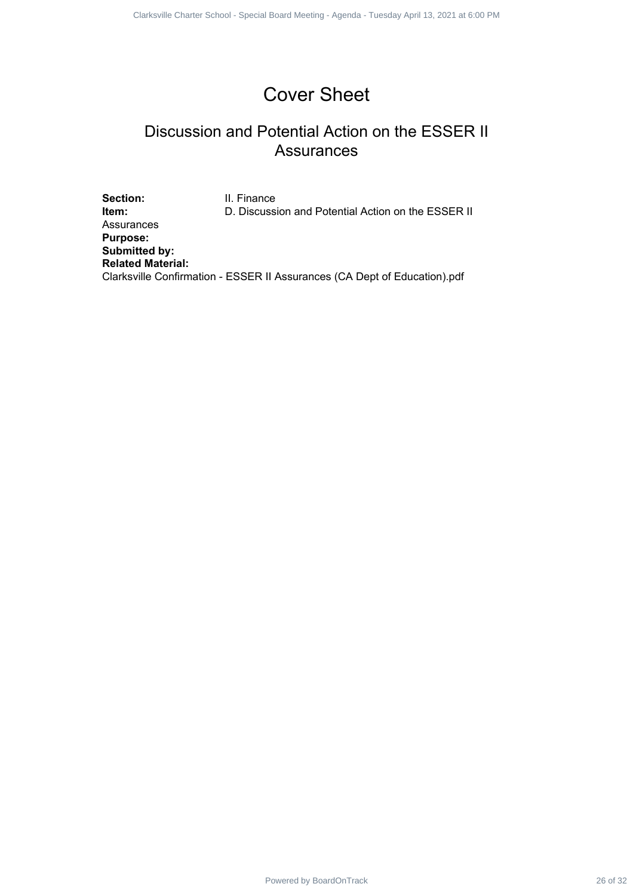# Cover Sheet

## Discussion and Potential Action on the ESSER II Assurances

**Section:** II. Finance
**Item:** D. Discussion and Potential Action on the ESSER II Assurances
**Purpose:**
**Submitted by:**
**Related Material:**
Clarksville Confirmation - ESSER II Assurances (CA Dept of Education).pdf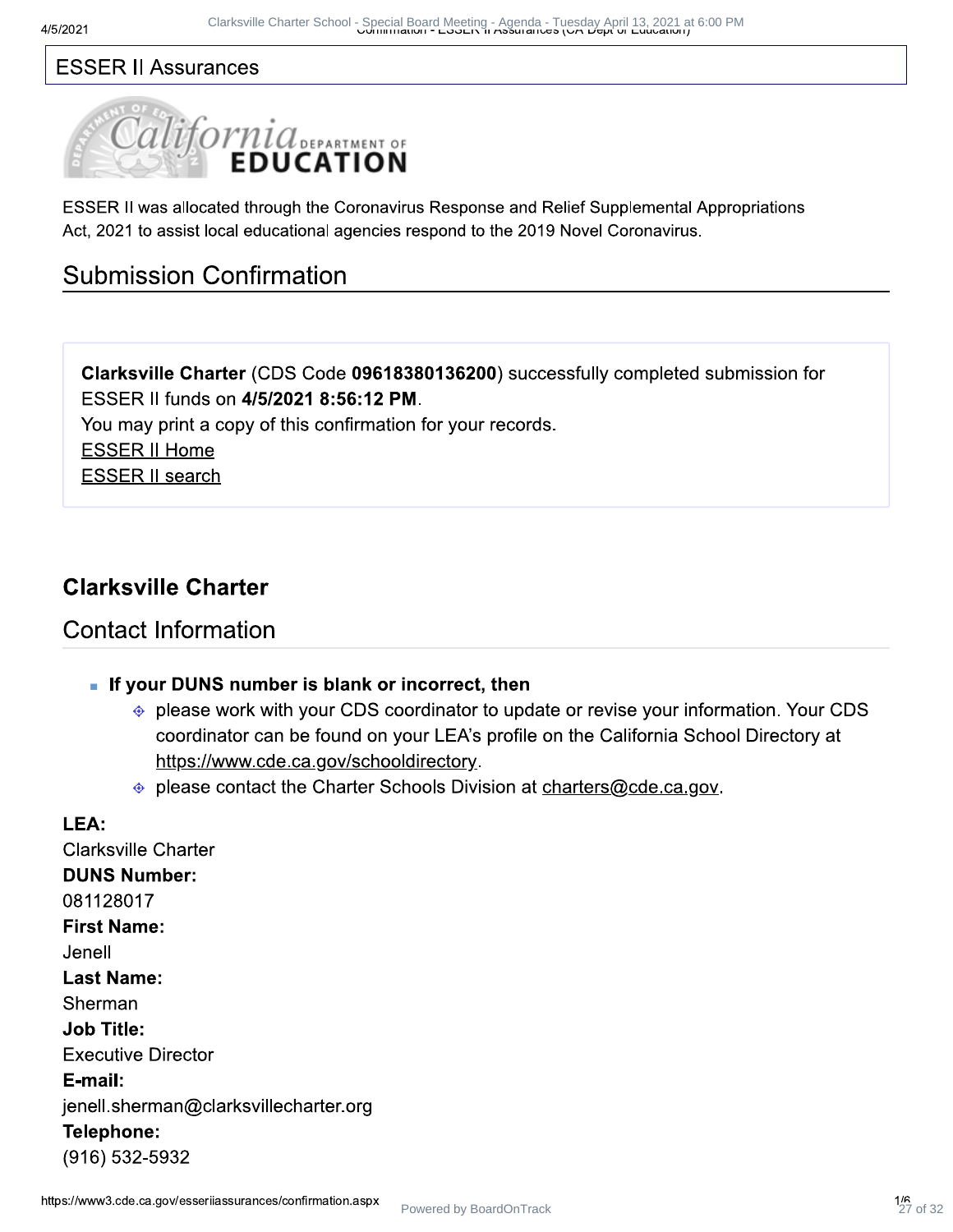## ESSER II Assurances

California DEPARTMENT OF EDUCATION

ESSER II was allocated through the Coronavirus Response and Relief Supplemental Appropriations Act, 2021 to assist local educational agencies respond to the 2019 Novel Coronavirus.

## Submission Confirmation

**Clarksville Charter** (CDS Code **09618380136200**) successfully completed submission for ESSER II funds on **4/5/2021 8:56:12 PM**.
You may print a copy of this confirmation for your records.
ESSER II Home
ESSER II search

### Clarksville Charter

## Contact Information

- **If your DUNS number is blank or incorrect, then**
  - please work with your CDS coordinator to update or revise your information. Your CDS coordinator can be found on your LEA's profile on the California School Directory at https://www.cde.ca.gov/schooldirectory.
  - please contact the Charter Schools Division at charters@cde.ca.gov.

**LEA:**
Clarksville Charter
**DUNS Number:**
081128017
**First Name:**
Jenell
**Last Name:**
Sherman
**Job Title:**
Executive Director
**E-mail:**
jenell.sherman@clarksvillecharter.org
**Telephone:**
(916) 532-5932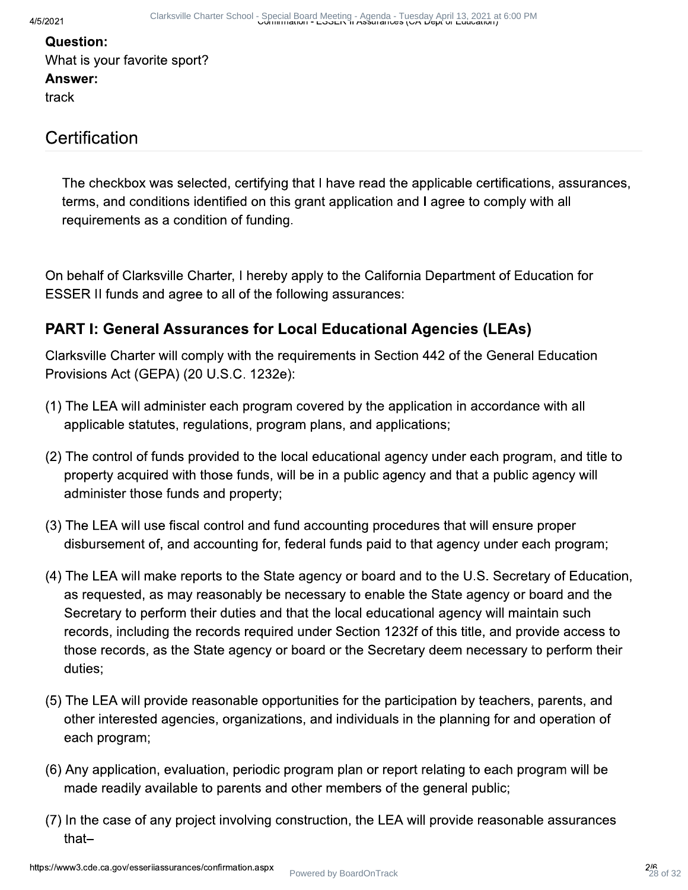**Question:**

What is your favorite sport?

**Answer:**

track

## Certification

The checkbox was selected, certifying that I have read the applicable certifications, assurances, terms, and conditions identified on this grant application and I agree to comply with all requirements as a condition of funding.

On behalf of Clarksville Charter, I hereby apply to the California Department of Education for ESSER II funds and agree to all of the following assurances:

### PART I: General Assurances for Local Educational Agencies (LEAs)

Clarksville Charter will comply with the requirements in Section 442 of the General Education Provisions Act (GEPA) (20 U.S.C. 1232e):

(1) The LEA will administer each program covered by the application in accordance with all applicable statutes, regulations, program plans, and applications;

(2) The control of funds provided to the local educational agency under each program, and title to property acquired with those funds, will be in a public agency and that a public agency will administer those funds and property;

(3) The LEA will use fiscal control and fund accounting procedures that will ensure proper disbursement of, and accounting for, federal funds paid to that agency under each program;

(4) The LEA will make reports to the State agency or board and to the U.S. Secretary of Education, as requested, as may reasonably be necessary to enable the State agency or board and the Secretary to perform their duties and that the local educational agency will maintain such records, including the records required under Section 1232f of this title, and provide access to those records, as the State agency or board or the Secretary deem necessary to perform their duties;

(5) The LEA will provide reasonable opportunities for the participation by teachers, parents, and other interested agencies, organizations, and individuals in the planning for and operation of each program;

(6) Any application, evaluation, periodic program plan or report relating to each program will be made readily available to parents and other members of the general public;

(7) In the case of any project involving construction, the LEA will provide reasonable assurances that–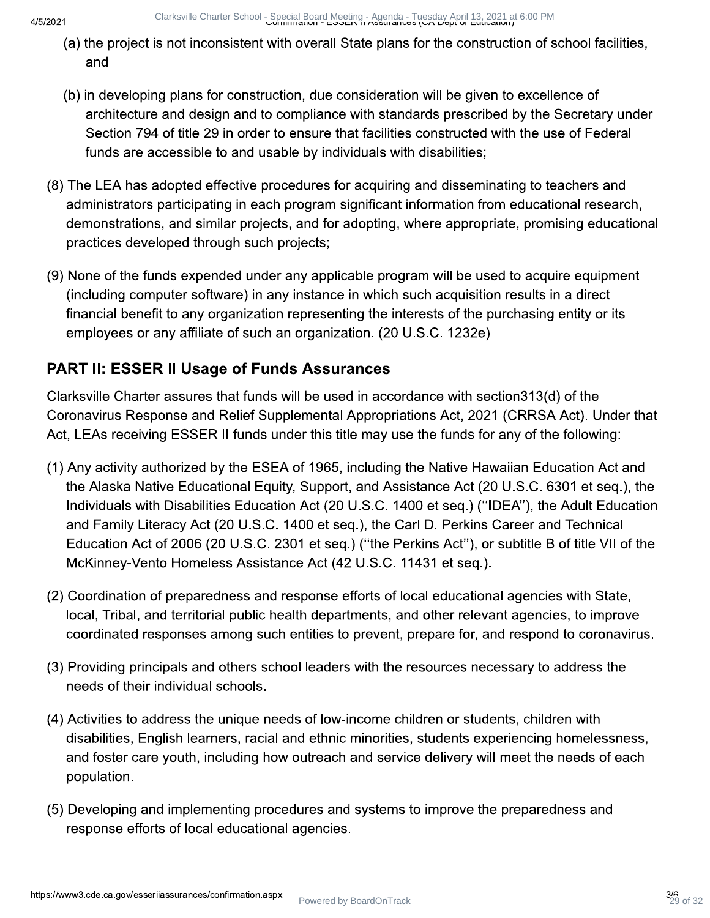(a) the project is not inconsistent with overall State plans for the construction of school facilities, and

(b) in developing plans for construction, due consideration will be given to excellence of architecture and design and to compliance with standards prescribed by the Secretary under Section 794 of title 29 in order to ensure that facilities constructed with the use of Federal funds are accessible to and usable by individuals with disabilities;

(8) The LEA has adopted effective procedures for acquiring and disseminating to teachers and administrators participating in each program significant information from educational research, demonstrations, and similar projects, and for adopting, where appropriate, promising educational practices developed through such projects;

(9) None of the funds expended under any applicable program will be used to acquire equipment (including computer software) in any instance in which such acquisition results in a direct financial benefit to any organization representing the interests of the purchasing entity or its employees or any affiliate of such an organization. (20 U.S.C. 1232e)

## PART II: ESSER II Usage of Funds Assurances

Clarksville Charter assures that funds will be used in accordance with section313(d) of the Coronavirus Response and Relief Supplemental Appropriations Act, 2021 (CRRSA Act). Under that Act, LEAs receiving ESSER II funds under this title may use the funds for any of the following:

(1) Any activity authorized by the ESEA of 1965, including the Native Hawaiian Education Act and the Alaska Native Educational Equity, Support, and Assistance Act (20 U.S.C. 6301 et seq.), the Individuals with Disabilities Education Act (20 U.S.C. 1400 et seq.) (''IDEA''), the Adult Education and Family Literacy Act (20 U.S.C. 1400 et seq.), the Carl D. Perkins Career and Technical Education Act of 2006 (20 U.S.C. 2301 et seq.) (''the Perkins Act''), or subtitle B of title VII of the McKinney-Vento Homeless Assistance Act (42 U.S.C. 11431 et seq.).

(2) Coordination of preparedness and response efforts of local educational agencies with State, local, Tribal, and territorial public health departments, and other relevant agencies, to improve coordinated responses among such entities to prevent, prepare for, and respond to coronavirus.

(3) Providing principals and others school leaders with the resources necessary to address the needs of their individual schools.

(4) Activities to address the unique needs of low-income children or students, children with disabilities, English learners, racial and ethnic minorities, students experiencing homelessness, and foster care youth, including how outreach and service delivery will meet the needs of each population.

(5) Developing and implementing procedures and systems to improve the preparedness and response efforts of local educational agencies.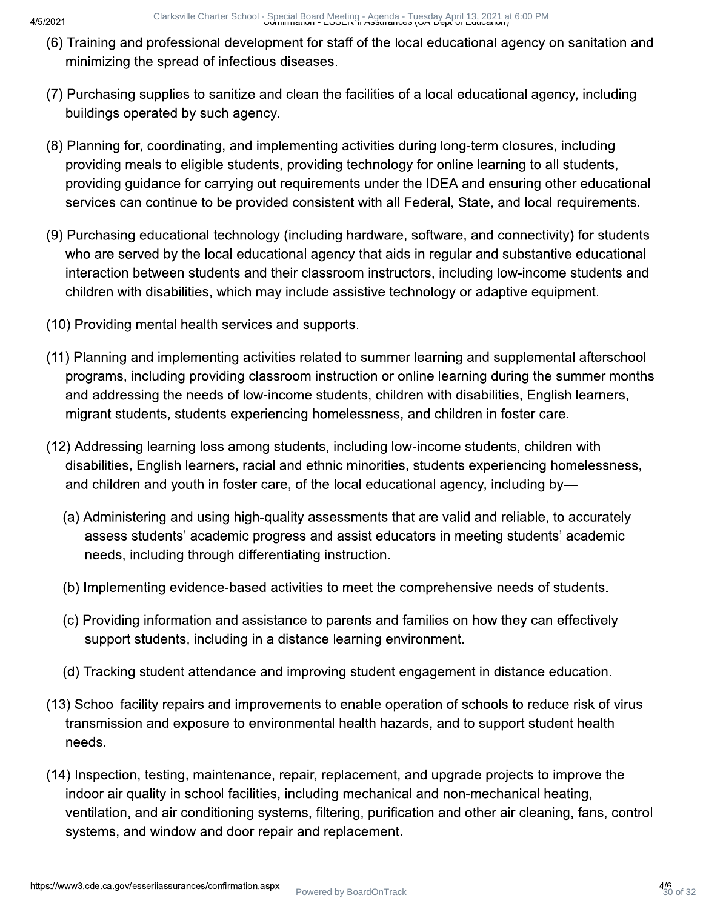(6) Training and professional development for staff of the local educational agency on sanitation and minimizing the spread of infectious diseases.

(7) Purchasing supplies to sanitize and clean the facilities of a local educational agency, including buildings operated by such agency.

(8) Planning for, coordinating, and implementing activities during long-term closures, including providing meals to eligible students, providing technology for online learning to all students, providing guidance for carrying out requirements under the IDEA and ensuring other educational services can continue to be provided consistent with all Federal, State, and local requirements.

(9) Purchasing educational technology (including hardware, software, and connectivity) for students who are served by the local educational agency that aids in regular and substantive educational interaction between students and their classroom instructors, including low-income students and children with disabilities, which may include assistive technology or adaptive equipment.

(10) Providing mental health services and supports.

(11) Planning and implementing activities related to summer learning and supplemental afterschool programs, including providing classroom instruction or online learning during the summer months and addressing the needs of low-income students, children with disabilities, English learners, migrant students, students experiencing homelessness, and children in foster care.

(12) Addressing learning loss among students, including low-income students, children with disabilities, English learners, racial and ethnic minorities, students experiencing homelessness, and children and youth in foster care, of the local educational agency, including by—

(a) Administering and using high-quality assessments that are valid and reliable, to accurately assess students' academic progress and assist educators in meeting students' academic needs, including through differentiating instruction.

(b) Implementing evidence-based activities to meet the comprehensive needs of students.

(c) Providing information and assistance to parents and families on how they can effectively support students, including in a distance learning environment.

(d) Tracking student attendance and improving student engagement in distance education.

(13) School facility repairs and improvements to enable operation of schools to reduce risk of virus transmission and exposure to environmental health hazards, and to support student health needs.

(14) Inspection, testing, maintenance, repair, replacement, and upgrade projects to improve the indoor air quality in school facilities, including mechanical and non-mechanical heating, ventilation, and air conditioning systems, filtering, purification and other air cleaning, fans, control systems, and window and door repair and replacement.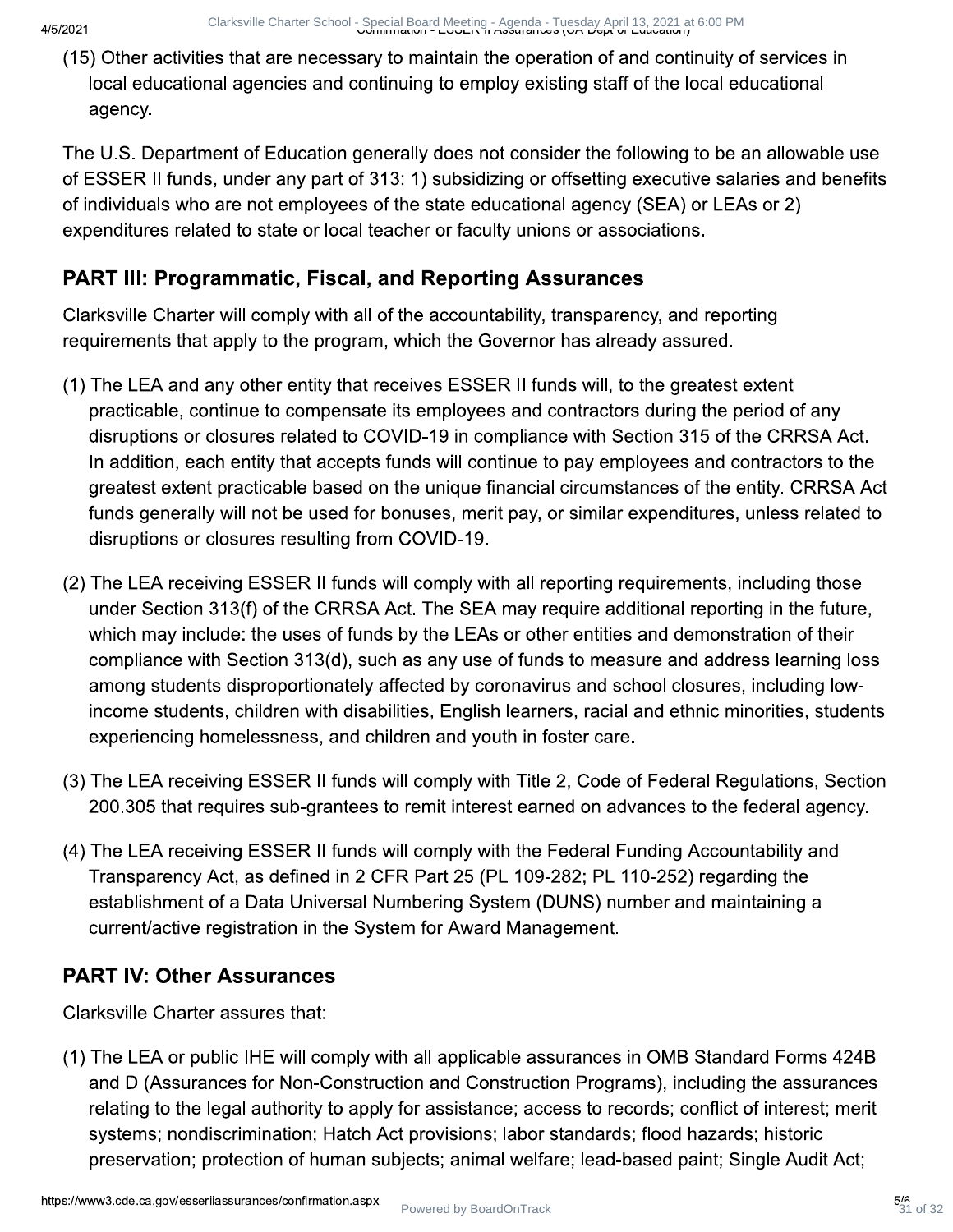(15) Other activities that are necessary to maintain the operation of and continuity of services in local educational agencies and continuing to employ existing staff of the local educational agency.

The U.S. Department of Education generally does not consider the following to be an allowable use of ESSER II funds, under any part of 313: 1) subsidizing or offsetting executive salaries and benefits of individuals who are not employees of the state educational agency (SEA) or LEAs or 2) expenditures related to state or local teacher or faculty unions or associations.

## PART III: Programmatic, Fiscal, and Reporting Assurances

Clarksville Charter will comply with all of the accountability, transparency, and reporting requirements that apply to the program, which the Governor has already assured.

(1) The LEA and any other entity that receives ESSER II funds will, to the greatest extent practicable, continue to compensate its employees and contractors during the period of any disruptions or closures related to COVID-19 in compliance with Section 315 of the CRRSA Act. In addition, each entity that accepts funds will continue to pay employees and contractors to the greatest extent practicable based on the unique financial circumstances of the entity. CRRSA Act funds generally will not be used for bonuses, merit pay, or similar expenditures, unless related to disruptions or closures resulting from COVID-19.

(2) The LEA receiving ESSER II funds will comply with all reporting requirements, including those under Section 313(f) of the CRRSA Act. The SEA may require additional reporting in the future, which may include: the uses of funds by the LEAs or other entities and demonstration of their compliance with Section 313(d), such as any use of funds to measure and address learning loss among students disproportionately affected by coronavirus and school closures, including low-income students, children with disabilities, English learners, racial and ethnic minorities, students experiencing homelessness, and children and youth in foster care.

(3) The LEA receiving ESSER II funds will comply with Title 2, Code of Federal Regulations, Section 200.305 that requires sub-grantees to remit interest earned on advances to the federal agency.

(4) The LEA receiving ESSER II funds will comply with the Federal Funding Accountability and Transparency Act, as defined in 2 CFR Part 25 (PL 109-282; PL 110-252) regarding the establishment of a Data Universal Numbering System (DUNS) number and maintaining a current/active registration in the System for Award Management.

## PART IV: Other Assurances

Clarksville Charter assures that:

(1) The LEA or public IHE will comply with all applicable assurances in OMB Standard Forms 424B and D (Assurances for Non-Construction and Construction Programs), including the assurances relating to the legal authority to apply for assistance; access to records; conflict of interest; merit systems; nondiscrimination; Hatch Act provisions; labor standards; flood hazards; historic preservation; protection of human subjects; animal welfare; lead-based paint; Single Audit Act;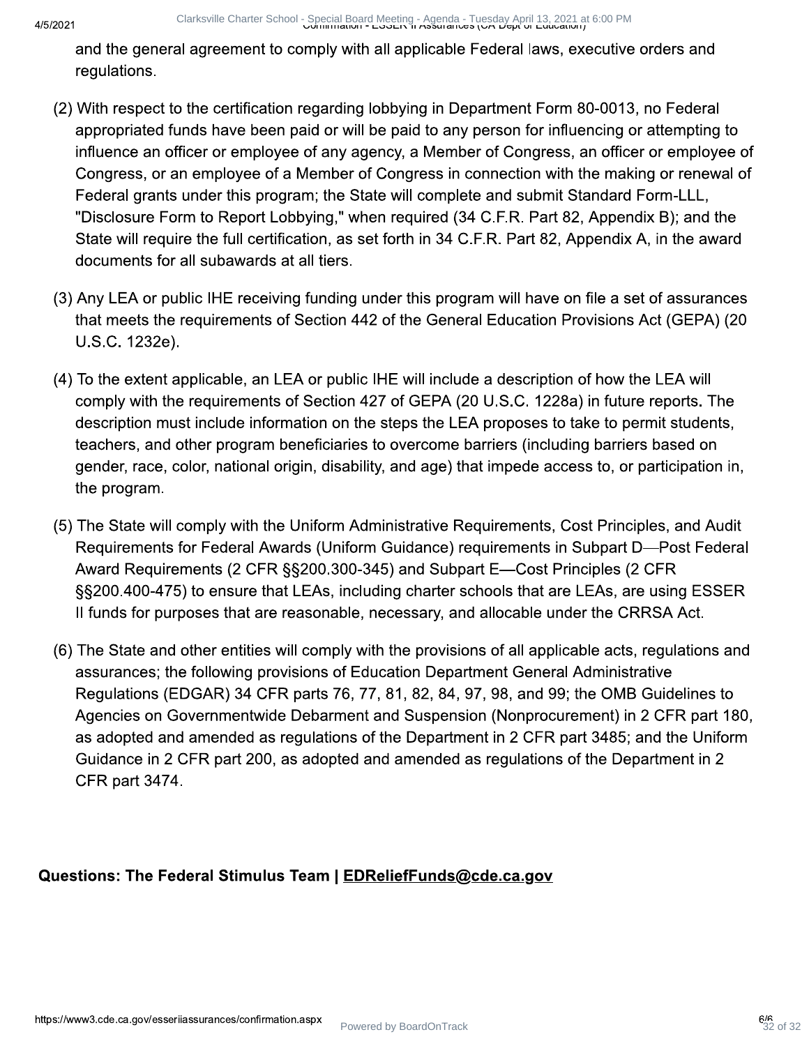and the general agreement to comply with all applicable Federal laws, executive orders and regulations.

(2) With respect to the certification regarding lobbying in Department Form 80-0013, no Federal appropriated funds have been paid or will be paid to any person for influencing or attempting to influence an officer or employee of any agency, a Member of Congress, an officer or employee of Congress, or an employee of a Member of Congress in connection with the making or renewal of Federal grants under this program; the State will complete and submit Standard Form-LLL, "Disclosure Form to Report Lobbying," when required (34 C.F.R. Part 82, Appendix B); and the State will require the full certification, as set forth in 34 C.F.R. Part 82, Appendix A, in the award documents for all subawards at all tiers.

(3) Any LEA or public IHE receiving funding under this program will have on file a set of assurances that meets the requirements of Section 442 of the General Education Provisions Act (GEPA) (20 U.S.C. 1232e).

(4) To the extent applicable, an LEA or public IHE will include a description of how the LEA will comply with the requirements of Section 427 of GEPA (20 U.S.C. 1228a) in future reports. The description must include information on the steps the LEA proposes to take to permit students, teachers, and other program beneficiaries to overcome barriers (including barriers based on gender, race, color, national origin, disability, and age) that impede access to, or participation in, the program.

(5) The State will comply with the Uniform Administrative Requirements, Cost Principles, and Audit Requirements for Federal Awards (Uniform Guidance) requirements in Subpart D—Post Federal Award Requirements (2 CFR §§200.300-345) and Subpart E—Cost Principles (2 CFR §§200.400-475) to ensure that LEAs, including charter schools that are LEAs, are using ESSER II funds for purposes that are reasonable, necessary, and allocable under the CRRSA Act.

(6) The State and other entities will comply with the provisions of all applicable acts, regulations and assurances; the following provisions of Education Department General Administrative Regulations (EDGAR) 34 CFR parts 76, 77, 81, 82, 84, 97, 98, and 99; the OMB Guidelines to Agencies on Governmentwide Debarment and Suspension (Nonprocurement) in 2 CFR part 180, as adopted and amended as regulations of the Department in 2 CFR part 3485; and the Uniform Guidance in 2 CFR part 200, as adopted and amended as regulations of the Department in 2 CFR part 3474.

**Questions: The Federal Stimulus Team | EDReliefFunds@cde.ca.gov**